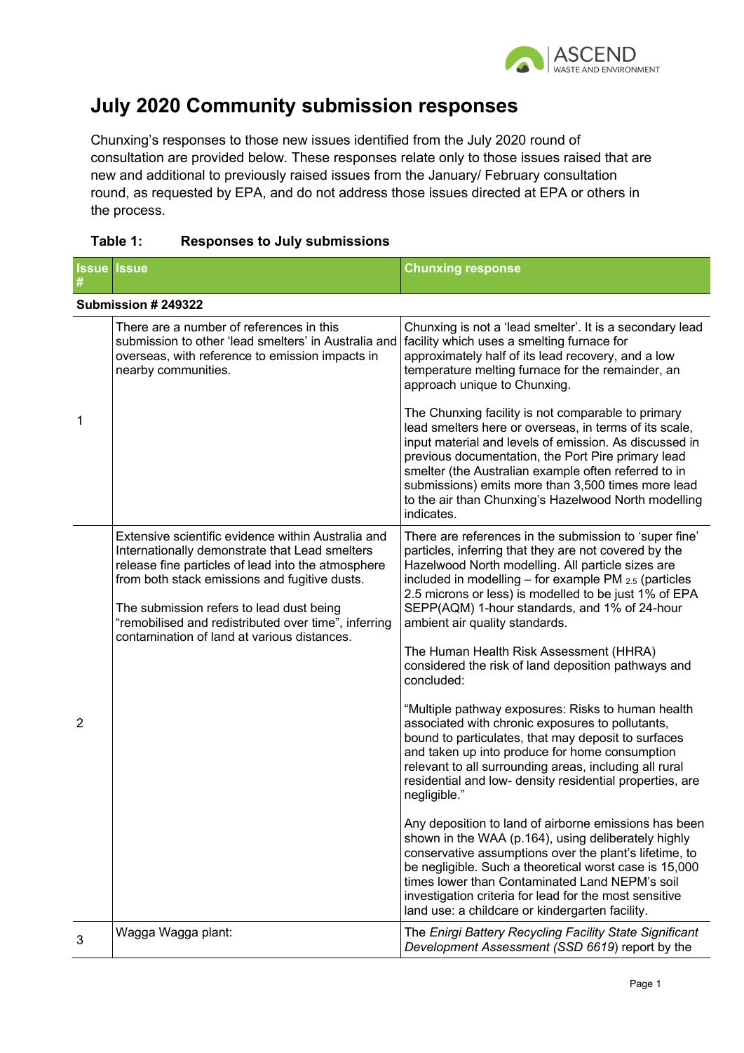# July 2020 Community submission responses

Chunxing's responses to those new issues identified from the July 2020 round of consultation are provided below. These responses relate only to those issues raised that are new and additional to previously raised issues from the January/ February consultation round, as requested by EPA, and do not address those issues directed at EPA or others in the process.

**Table 1: Responses to July submissions**

| Issue # | Issue | Chunxing response |
|---|---|---|
| **Submission # 249322** | | |
| 1 | There are a number of references in this submission to other 'lead smelters' in Australia and overseas, with reference to emission impacts in nearby communities. | Chunxing is not a 'lead smelter'. It is a secondary lead facility which uses a smelting furnace for approximately half of its lead recovery, and a low temperature melting furnace for the remainder, an approach unique to Chunxing.<br><br>The Chunxing facility is not comparable to primary lead smelters here or overseas, in terms of its scale, input material and levels of emission. As discussed in previous documentation, the Port Pire primary lead smelter (the Australian example often referred to in submissions) emits more than 3,500 times more lead to the air than Chunxing's Hazelwood North modelling indicates. |
| 2 | Extensive scientific evidence within Australia and Internationally demonstrate that Lead smelters release fine particles of lead into the atmosphere from both stack emissions and fugitive dusts.<br><br>The submission refers to lead dust being "remobilised and redistributed over time", inferring contamination of land at various distances. | There are references in the submission to 'super fine' particles, inferring that they are not covered by the Hazelwood North modelling. All particle sizes are included in modelling – for example $PM_{2.5}$ (particles 2.5 microns or less) is modelled to be just 1% of EPA SEPP(AQM) 1-hour standards, and 1% of 24-hour ambient air quality standards.<br><br>The Human Health Risk Assessment (HHRA) considered the risk of land deposition pathways and concluded:<br><br>"Multiple pathway exposures: Risks to human health associated with chronic exposures to pollutants, bound to particulates, that may deposit to surfaces and taken up into produce for home consumption relevant to all surrounding areas, including all rural residential and low- density residential properties, are negligible."<br><br>Any deposition to land of airborne emissions has been shown in the WAA (p.164), using deliberately highly conservative assumptions over the plant's lifetime, to be negligible. Such a theoretical worst case is 15,000 times lower than Contaminated Land NEPM's soil investigation criteria for lead for the most sensitive land use: a childcare or kindergarten facility. |
| 3 | Wagga Wagga plant: | The *Enirgi Battery Recycling Facility State Significant Development Assessment (SSD 6619)* report by the |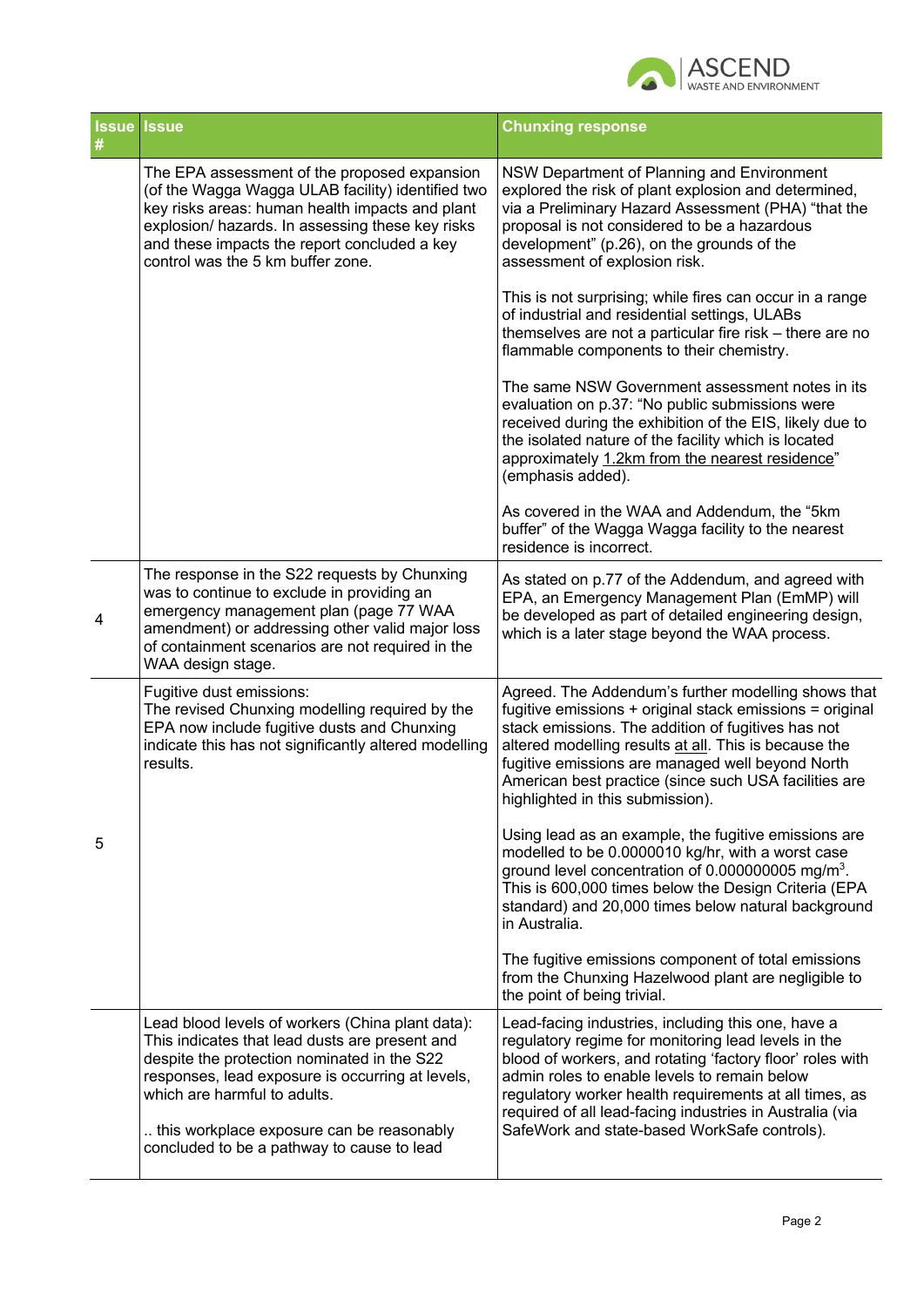| Issue # | Issue | Chunxing response |
|---|---|---|
| | The EPA assessment of the proposed expansion (of the Wagga Wagga ULAB facility) identified two key risks areas: human health impacts and plant explosion/ hazards. In assessing these key risks and these impacts the report concluded a key control was the 5 km buffer zone. | NSW Department of Planning and Environment explored the risk of plant explosion and determined, via a Preliminary Hazard Assessment (PHA) "that the proposal is not considered to be a hazardous development" (p.26), on the grounds of the assessment of explosion risk.<br><br>This is not surprising; while fires can occur in a range of industrial and residential settings, ULABs themselves are not a particular fire risk – there are no flammable components to their chemistry.<br><br>The same NSW Government assessment notes in its evaluation on p.37: "No public submissions were received during the exhibition of the EIS, likely due to the isolated nature of the facility which is located approximately <u>1.2km from the nearest residence</u>" (emphasis added).<br><br>As covered in the WAA and Addendum, the "5km buffer" of the Wagga Wagga facility to the nearest residence is incorrect. |
| 4 | The response in the S22 requests by Chunxing was to continue to exclude in providing an emergency management plan (page 77 WAA amendment) or addressing other valid major loss of containment scenarios are not required in the WAA design stage. | As stated on p.77 of the Addendum, and agreed with EPA, an Emergency Management Plan (EmMP) will be developed as part of detailed engineering design, which is a later stage beyond the WAA process. |
| 5 | Fugitive dust emissions:<br>The revised Chunxing modelling required by the EPA now include fugitive dusts and Chunxing indicate this has not significantly altered modelling results. | Agreed. The Addendum's further modelling shows that fugitive emissions + original stack emissions = original stack emissions. The addition of fugitives has not altered modelling results <u>at all</u>. This is because the fugitive emissions are managed well beyond North American best practice (since such USA facilities are highlighted in this submission).<br><br>Using lead as an example, the fugitive emissions are modelled to be 0.0000010 kg/hr, with a worst case ground level concentration of 0.000000005 mg/m$^3$. This is 600,000 times below the Design Criteria (EPA standard) and 20,000 times below natural background in Australia.<br><br>The fugitive emissions component of total emissions from the Chunxing Hazelwood plant are negligible to the point of being trivial. |
| | Lead blood levels of workers (China plant data): This indicates that lead dusts are present and despite the protection nominated in the S22 responses, lead exposure is occurring at levels, which are harmful to adults.<br><br>.. this workplace exposure can be reasonably concluded to be a pathway to cause to lead | Lead-facing industries, including this one, have a regulatory regime for monitoring lead levels in the blood of workers, and rotating 'factory floor' roles with admin roles to enable levels to remain below regulatory worker health requirements at all times, as required of all lead-facing industries in Australia (via SafeWork and state-based WorkSafe controls). |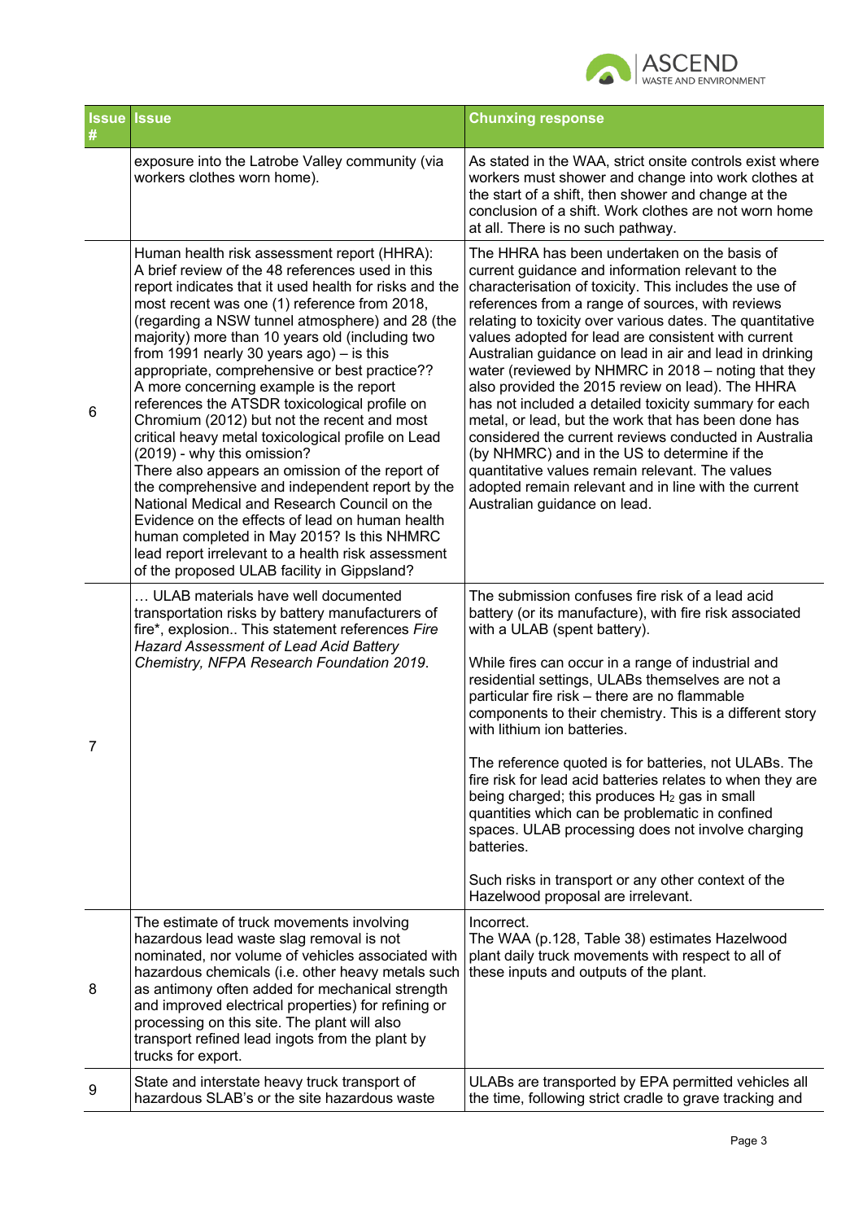| Issue # | Issue | Chunxing response |
|---|---|---|
| | exposure into the Latrobe Valley community (via workers clothes worn home). | As stated in the WAA, strict onsite controls exist where workers must shower and change into work clothes at the start of a shift, then shower and change at the conclusion of a shift. Work clothes are not worn home at all. There is no such pathway. |
| 6 | Human health risk assessment report (HHRA): A brief review of the 48 references used in this report indicates that it used health for risks and the most recent was one (1) reference from 2018, (regarding a NSW tunnel atmosphere) and 28 (the majority) more than 10 years old (including two from 1991 nearly 30 years ago) – is this appropriate, comprehensive or best practice?? A more concerning example is the report references the ATSDR toxicological profile on Chromium (2012) but not the recent and most critical heavy metal toxicological profile on Lead (2019) - why this omission? There also appears an omission of the report of the comprehensive and independent report by the National Medical and Research Council on the Evidence on the effects of lead on human health human completed in May 2015? Is this NHMRC lead report irrelevant to a health risk assessment of the proposed ULAB facility in Gippsland? | The HHRA has been undertaken on the basis of current guidance and information relevant to the characterisation of toxicity. This includes the use of references from a range of sources, with reviews relating to toxicity over various dates. The quantitative values adopted for lead are consistent with current Australian guidance on lead in air and lead in drinking water (reviewed by NHMRC in 2018 – noting that they also provided the 2015 review on lead). The HHRA has not included a detailed toxicity summary for each metal, or lead, but the work that has been done has considered the current reviews conducted in Australia (by NHMRC) and in the US to determine if the quantitative values remain relevant. The values adopted remain relevant and in line with the current Australian guidance on lead. |
| 7 | … ULAB materials have well documented transportation risks by battery manufacturers of fire*, explosion.. This statement references *Fire Hazard Assessment of Lead Acid Battery Chemistry, NFPA Research Foundation 2019*. | The submission confuses fire risk of a lead acid battery (or its manufacture), with fire risk associated with a ULAB (spent battery).<br><br>While fires can occur in a range of industrial and residential settings, ULABs themselves are not a particular fire risk – there are no flammable components to their chemistry. This is a different story with lithium ion batteries.<br><br>The reference quoted is for batteries, not ULABs. The fire risk for lead acid batteries relates to when they are being charged; this produces $H_2$ gas in small quantities which can be problematic in confined spaces. ULAB processing does not involve charging batteries.<br><br>Such risks in transport or any other context of the Hazelwood proposal are irrelevant. |
| 8 | The estimate of truck movements involving hazardous lead waste slag removal is not nominated, nor volume of vehicles associated with hazardous chemicals (i.e. other heavy metals such as antimony often added for mechanical strength and improved electrical properties) for refining or processing on this site. The plant will also transport refined lead ingots from the plant by trucks for export. | Incorrect.<br>The WAA (p.128, Table 38) estimates Hazelwood plant daily truck movements with respect to all of these inputs and outputs of the plant. |
| 9 | State and interstate heavy truck transport of hazardous SLAB's or the site hazardous waste | ULABs are transported by EPA permitted vehicles all the time, following strict cradle to grave tracking and |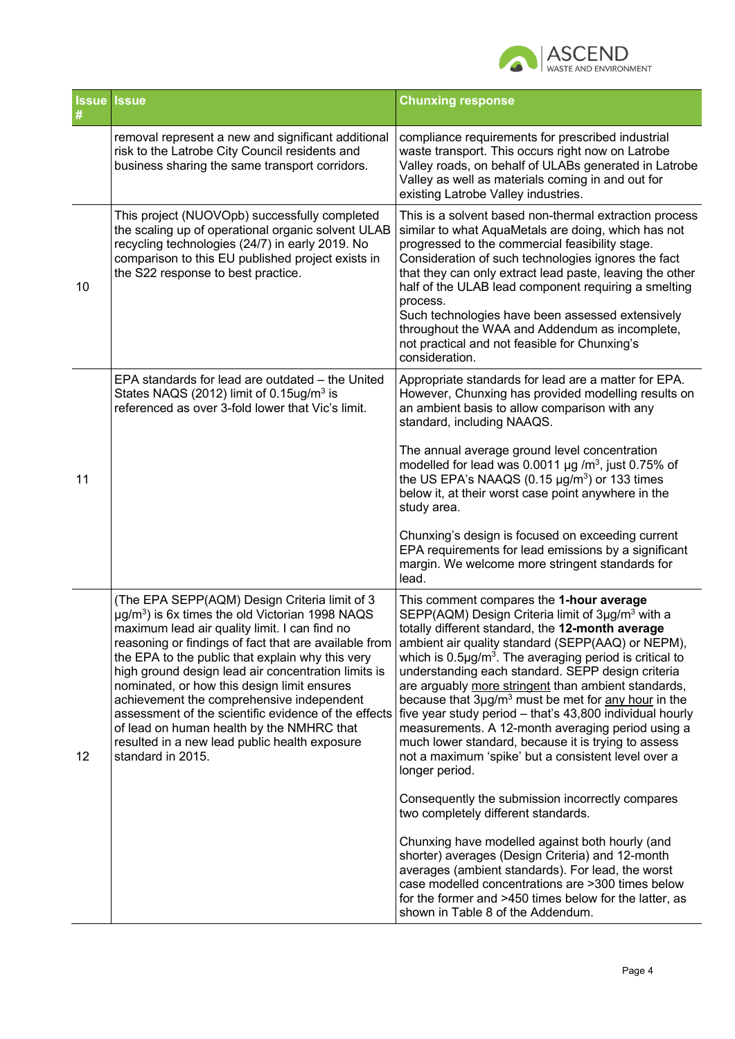| Issue # | Issue | Chunxing response |
|---|---|---|
| | removal represent a new and significant additional risk to the Latrobe City Council residents and business sharing the same transport corridors. | compliance requirements for prescribed industrial waste transport. This occurs right now on Latrobe Valley roads, on behalf of ULABs generated in Latrobe Valley as well as materials coming in and out for existing Latrobe Valley industries. |
| 10 | This project (NUOVOpb) successfully completed the scaling up of operational organic solvent ULAB recycling technologies (24/7) in early 2019. No comparison to this EU published project exists in the S22 response to best practice. | This is a solvent based non-thermal extraction process similar to what AquaMetals are doing, which has not progressed to the commercial feasibility stage. Consideration of such technologies ignores the fact that they can only extract lead paste, leaving the other half of the ULAB lead component requiring a smelting process.<br>Such technologies have been assessed extensively throughout the WAA and Addendum as incomplete, not practical and not feasible for Chunxing's consideration. |
| 11 | EPA standards for lead are outdated – the United States NAQS (2012) limit of 0.15ug/m$^3$ is referenced as over 3-fold lower that Vic's limit. | Appropriate standards for lead are a matter for EPA. However, Chunxing has provided modelling results on an ambient basis to allow comparison with any standard, including NAAQS.<br><br>The annual average ground level concentration modelled for lead was 0.0011 µg /m$^3$, just 0.75% of the US EPA's NAAQS (0.15 µg/m$^3$) or 133 times below it, at their worst case point anywhere in the study area.<br><br>Chunxing's design is focused on exceeding current EPA requirements for lead emissions by a significant margin. We welcome more stringent standards for lead. |
| 12 | (The EPA SEPP(AQM) Design Criteria limit of 3 µg/m$^3$) is 6x times the old Victorian 1998 NAQS maximum lead air quality limit. I can find no reasoning or findings of fact that are available from the EPA to the public that explain why this very high ground design lead air concentration limits is nominated, or how this design limit ensures achievement the comprehensive independent assessment of the scientific evidence of the effects of lead on human health by the NMHRC that resulted in a new lead public health exposure standard in 2015. | This comment compares the **1-hour average** SEPP(AQM) Design Criteria limit of 3µg/m$^3$ with a totally different standard, the **12-month average** ambient air quality standard (SEPP(AAQ) or NEPM), which is 0.5µg/m$^3$. The averaging period is critical to understanding each standard. SEPP design criteria are arguably more stringent than ambient standards, because that 3µg/m$^3$ must be met for any hour in the five year study period – that's 43,800 individual hourly measurements. A 12-month averaging period using a much lower standard, because it is trying to assess not a maximum 'spike' but a consistent level over a longer period.<br><br>Consequently the submission incorrectly compares two completely different standards.<br><br>Chunxing have modelled against both hourly (and shorter) averages (Design Criteria) and 12-month averages (ambient standards). For lead, the worst case modelled concentrations are >300 times below for the former and >450 times below for the latter, as shown in Table 8 of the Addendum. |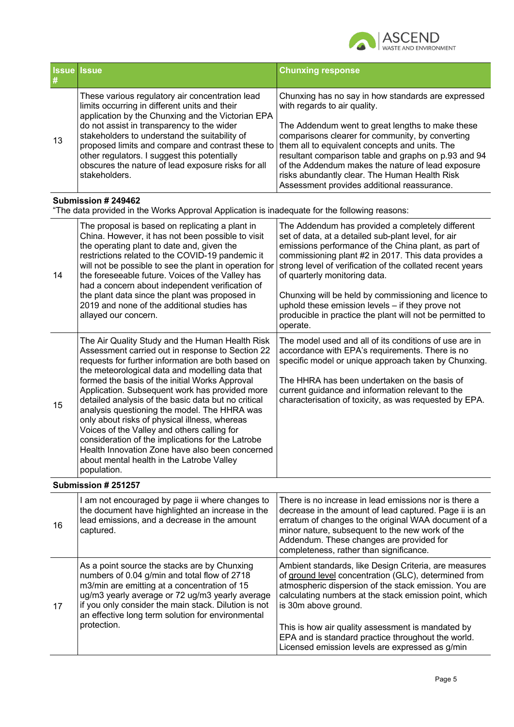| Issue # | Issue | Chunxing response |
|---|---|---|
| 13 | These various regulatory air concentration lead limits occurring in different units and their application by the Chunxing and the Victorian EPA do not assist in transparency to the wider stakeholders to understand the suitability of proposed limits and compare and contrast these to other regulators. I suggest this potentially obscures the nature of lead exposure risks for all stakeholders. | Chunxing has no say in how standards are expressed with regards to air quality.<br><br>The Addendum went to great lengths to make these comparisons clearer for community, by converting them all to equivalent concepts and units. The resultant comparison table and graphs on p.93 and 94 of the Addendum makes the nature of lead exposure risks abundantly clear. The Human Health Risk Assessment provides additional reassurance. |
| **Submission # 249462**<br>"The data provided in the Works Approval Application is inadequate for the following reasons: | | |
| 14 | The proposal is based on replicating a plant in China. However, it has not been possible to visit the operating plant to date and, given the restrictions related to the COVID-19 pandemic it will not be possible to see the plant in operation for the foreseeable future. Voices of the Valley has had a concern about independent verification of the plant data since the plant was proposed in 2019 and none of the additional studies has allayed our concern. | The Addendum has provided a completely different set of data, at a detailed sub-plant level, for air emissions performance of the China plant, as part of commissioning plant #2 in 2017. This data provides a strong level of verification of the collated recent years of quarterly monitoring data.<br><br>Chunxing will be held by commissioning and licence to uphold these emission levels – if they prove not producible in practice the plant will not be permitted to operate. |
| 15 | The Air Quality Study and the Human Health Risk Assessment carried out in response to Section 22 requests for further information are both based on the meteorological data and modelling data that formed the basis of the initial Works Approval Application. Subsequent work has provided more detailed analysis of the basic data but no critical analysis questioning the model. The HHRA was only about risks of physical illness, whereas Voices of the Valley and others calling for consideration of the implications for the Latrobe Health Innovation Zone have also been concerned about mental health in the Latrobe Valley population. | The model used and all of its conditions of use are in accordance with EPA's requirements. There is no specific model or unique approach taken by Chunxing.<br><br>The HHRA has been undertaken on the basis of current guidance and information relevant to the characterisation of toxicity, as was requested by EPA. |
| **Submission # 251257** | | |
| 16 | I am not encouraged by page ii where changes to the document have highlighted an increase in the lead emissions, and a decrease in the amount captured. | There is no increase in lead emissions nor is there a decrease in the amount of lead captured. Page ii is an erratum of changes to the original WAA document of a minor nature, subsequent to the new work of the Addendum. These changes are provided for completeness, rather than significance. |
| 17 | As a point source the stacks are by Chunxing numbers of 0.04 g/min and total flow of 2718 m3/min are emitting at a concentration of 15 ug/m3 yearly average or 72 ug/m3 yearly average if you only consider the main stack. Dilution is not an effective long term solution for environmental protection. | Ambient standards, like Design Criteria, are measures of ground level concentration (GLC), determined from atmospheric dispersion of the stack emission. You are calculating numbers at the stack emission point, which is 30m above ground.<br><br>This is how air quality assessment is mandated by EPA and is standard practice throughout the world. Licensed emission levels are expressed as g/min |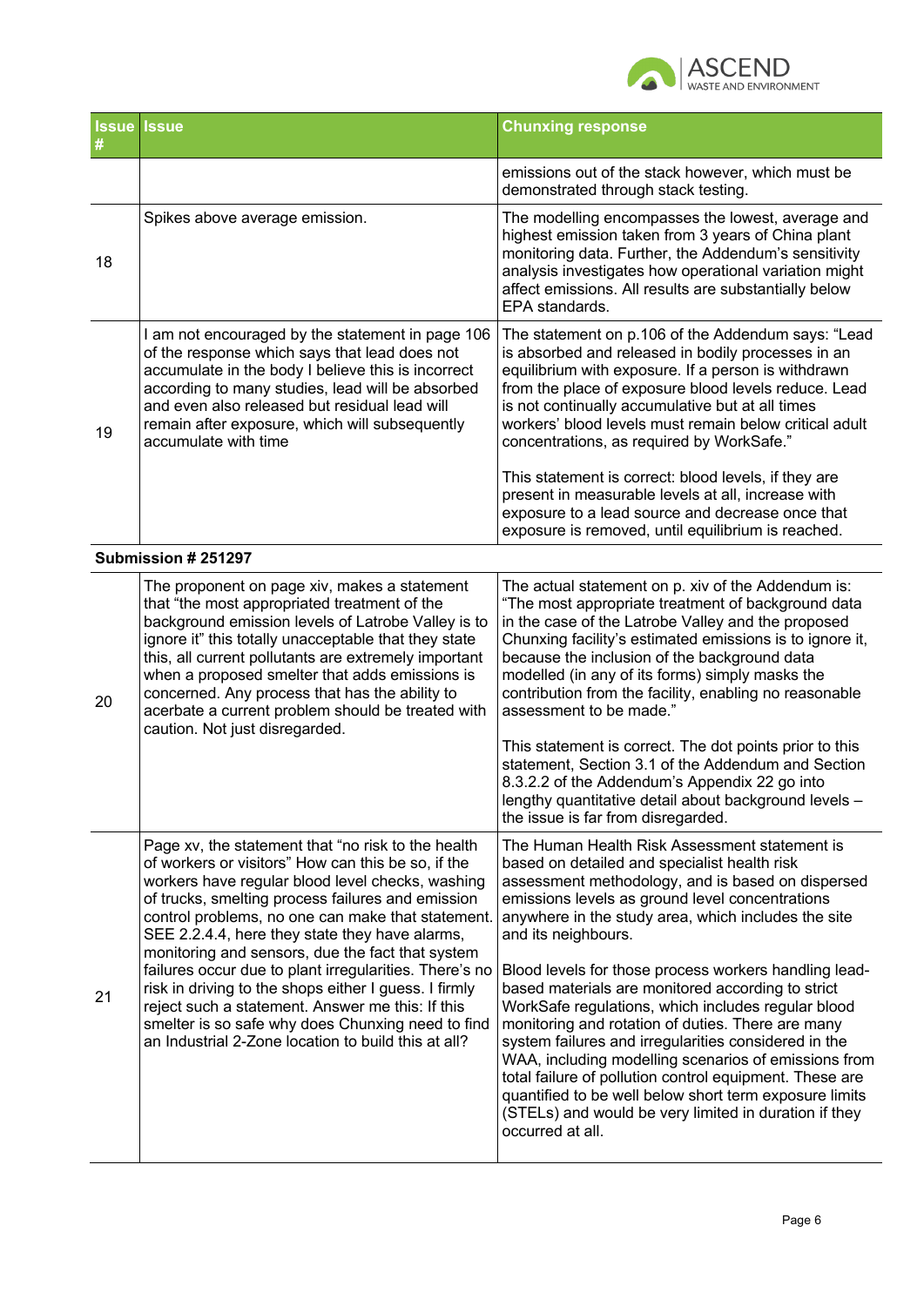| Issue # | Issue | Chunxing response |
|---|---|---|
| | | emissions out of the stack however, which must be demonstrated through stack testing. |
| 18 | Spikes above average emission. | The modelling encompasses the lowest, average and highest emission taken from 3 years of China plant monitoring data. Further, the Addendum's sensitivity analysis investigates how operational variation might affect emissions. All results are substantially below EPA standards. |
| 19 | I am not encouraged by the statement in page 106 of the response which says that lead does not accumulate in the body I believe this is incorrect according to many studies, lead will be absorbed and even also released but residual lead will remain after exposure, which will subsequently accumulate with time | The statement on p.106 of the Addendum says: "Lead is absorbed and released in bodily processes in an equilibrium with exposure. If a person is withdrawn from the place of exposure blood levels reduce. Lead is not continually accumulative but at all times workers' blood levels must remain below critical adult concentrations, as required by WorkSafe."<br><br>This statement is correct: blood levels, if they are present in measurable levels at all, increase with exposure to a lead source and decrease once that exposure is removed, until equilibrium is reached. |
| **Submission # 251297** | | |
| 20 | The proponent on page xiv, makes a statement that "the most appropriated treatment of the background emission levels of Latrobe Valley is to ignore it" this totally unacceptable that they state this, all current pollutants are extremely important when a proposed smelter that adds emissions is concerned. Any process that has the ability to acerbate a current problem should be treated with caution. Not just disregarded. | The actual statement on p. xiv of the Addendum is: "The most appropriate treatment of background data in the case of the Latrobe Valley and the proposed Chunxing facility's estimated emissions is to ignore it, because the inclusion of the background data modelled (in any of its forms) simply masks the contribution from the facility, enabling no reasonable assessment to be made."<br><br>This statement is correct. The dot points prior to this statement, Section 3.1 of the Addendum and Section 8.3.2.2 of the Addendum's Appendix 22 go into lengthy quantitative detail about background levels – the issue is far from disregarded. |
| 21 | Page xv, the statement that "no risk to the health of workers or visitors" How can this be so, if the workers have regular blood level checks, washing of trucks, smelting process failures and emission control problems, no one can make that statement. SEE 2.2.4.4, here they state they have alarms, monitoring and sensors, due the fact that system failures occur due to plant irregularities. There's no risk in driving to the shops either I guess. I firmly reject such a statement. Answer me this: If this smelter is so safe why does Chunxing need to find an Industrial 2-Zone location to build this at all? | The Human Health Risk Assessment statement is based on detailed and specialist health risk assessment methodology, and is based on dispersed emissions levels as ground level concentrations anywhere in the study area, which includes the site and its neighbours.<br><br>Blood levels for those process workers handling lead-based materials are monitored according to strict WorkSafe regulations, which includes regular blood monitoring and rotation of duties. There are many system failures and irregularities considered in the WAA, including modelling scenarios of emissions from total failure of pollution control equipment. These are quantified to be well below short term exposure limits (STELs) and would be very limited in duration if they occurred at all. |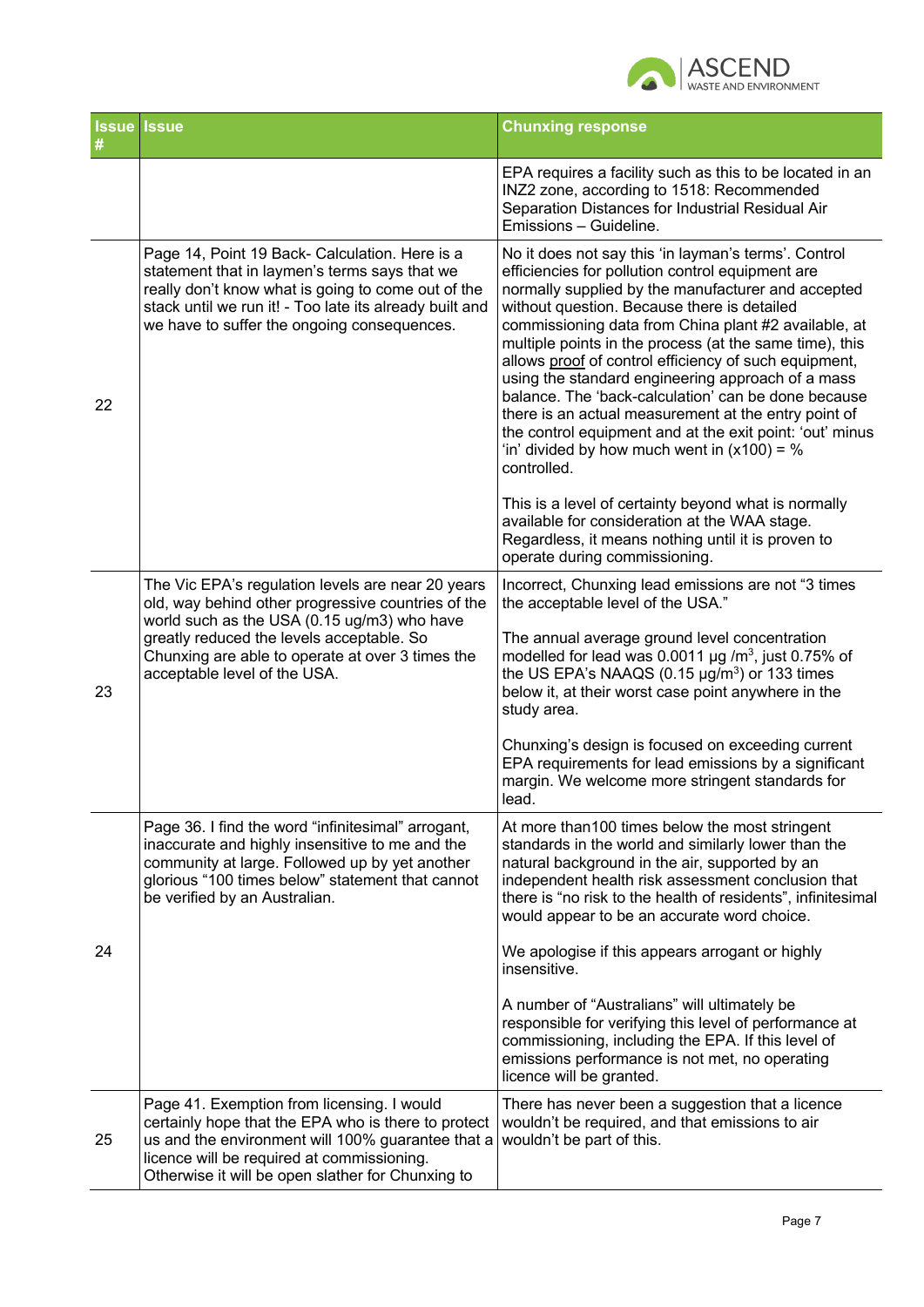| Issue # | Issue | Chunxing response |
| --- | --- | --- |
| | | EPA requires a facility such as this to be located in an INZ2 zone, according to 1518: Recommended Separation Distances for Industrial Residual Air Emissions – Guideline. |
| 22 | Page 14, Point 19 Back- Calculation. Here is a statement that in laymen's terms says that we really don't know what is going to come out of the stack until we run it! - Too late its already built and we have to suffer the ongoing consequences. | No it does not say this 'in layman's terms'. Control efficiencies for pollution control equipment are normally supplied by the manufacturer and accepted without question. Because there is detailed commissioning data from China plant #2 available, at multiple points in the process (at the same time), this allows proof of control efficiency of such equipment, using the standard engineering approach of a mass balance. The 'back-calculation' can be done because there is an actual measurement at the entry point of the control equipment and at the exit point: 'out' minus 'in' divided by how much went in (x100) = % controlled.<br><br>This is a level of certainty beyond what is normally available for consideration at the WAA stage. Regardless, it means nothing until it is proven to operate during commissioning. |
| 23 | The Vic EPA's regulation levels are near 20 years old, way behind other progressive countries of the world such as the USA (0.15 ug/m3) who have greatly reduced the levels acceptable. So Chunxing are able to operate at over 3 times the acceptable level of the USA. | Incorrect, Chunxing lead emissions are not "3 times the acceptable level of the USA."<br><br>The annual average ground level concentration modelled for lead was 0.0011 µg /m$^3$, just 0.75% of the US EPA's NAAQS (0.15 µg/m$^3$) or 133 times below it, at their worst case point anywhere in the study area.<br><br>Chunxing's design is focused on exceeding current EPA requirements for lead emissions by a significant margin. We welcome more stringent standards for lead. |
| 24 | Page 36. I find the word "infinitesimal" arrogant, inaccurate and highly insensitive to me and the community at large. Followed up by yet another glorious "100 times below" statement that cannot be verified by an Australian. | At more than100 times below the most stringent standards in the world and similarly lower than the natural background in the air, supported by an independent health risk assessment conclusion that there is "no risk to the health of residents", infinitesimal would appear to be an accurate word choice.<br><br>We apologise if this appears arrogant or highly insensitive.<br><br>A number of "Australians" will ultimately be responsible for verifying this level of performance at commissioning, including the EPA. If this level of emissions performance is not met, no operating licence will be granted. |
| 25 | Page 41. Exemption from licensing. I would certainly hope that the EPA who is there to protect us and the environment will 100% guarantee that a licence will be required at commissioning. Otherwise it will be open slather for Chunxing to | There has never been a suggestion that a licence wouldn't be required, and that emissions to air wouldn't be part of this. |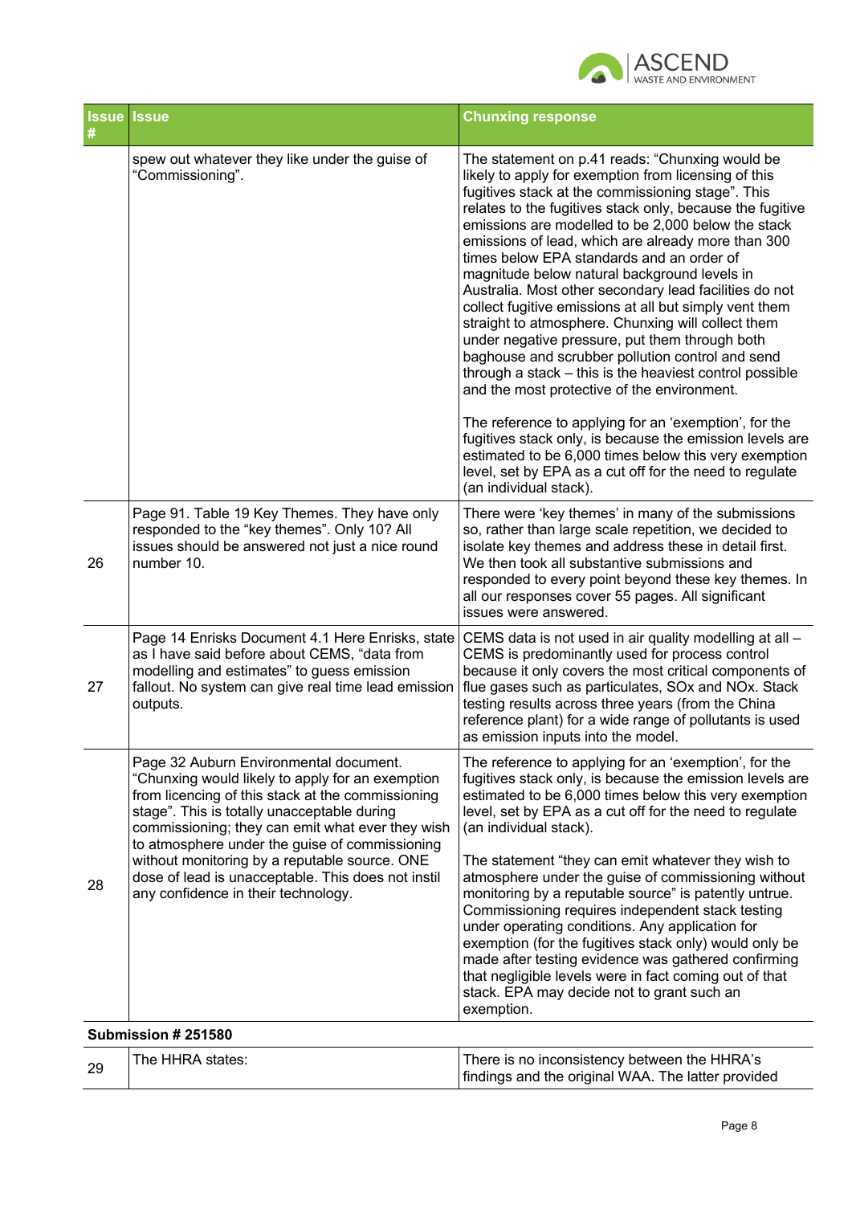| Issue # | Issue | Chunxing response |
|---|---|---|
| | spew out whatever they like under the guise of "Commissioning". | The statement on p.41 reads: "Chunxing would be likely to apply for exemption from licensing of this fugitives stack at the commissioning stage". This relates to the fugitive stack only, because the fugitive emissions are modelled to be 2,000 below the stack emissions of lead, which are already more than 300 times below EPA standards and an order of magnitude below natural background levels in Australia. Most other secondary lead facilities do not collect fugitive emissions at all but simply vent them straight to atmosphere. Chunxing will collect them under negative pressure, put them through both baghouse and scrubber pollution control and send through a stack – this is the heaviest control possible and the most protective of the environment.<br><br>The reference to applying for an 'exemption', for the fugitives stack only, is because the emission levels are estimated to be 6,000 times below this very exemption level, set by EPA as a cut off for the need to regulate (an individual stack). |
| 26 | Page 91. Table 19 Key Themes. They have only responded to the "key themes". Only 10? All issues should be answered not just a nice round number 10. | There were 'key themes' in many of the submissions so, rather than large scale repetition, we decided to isolate key themes and address these in detail first. We then took all substantive submissions and responded to every point beyond these key themes. In all our responses cover 55 pages. All significant issues were answered. |
| 27 | Page 14 Enrisks Document 4.1 Here Enrisks, state as I have said before about CEMS, "data from modelling and estimates" to guess emission fallout. No system can give real time lead emission outputs. | CEMS data is not used in air quality modelling at all – CEMS is predominantly used for process control because it only covers the most critical components of flue gases such as particulates, SOx and NOx. Stack testing results across three years (from the China reference plant) for a wide range of pollutants is used as emission inputs into the model. |
| 28 | Page 32 Auburn Environmental document. "Chunxing would likely to apply for an exemption from licencing of this stack at the commissioning stage". This is totally unacceptable during commissioning; they can emit what ever they wish to atmosphere under the guise of commissioning without monitoring by a reputable source. ONE dose of lead is unacceptable. This does not instil any confidence in their technology. | The reference to applying for an 'exemption', for the fugitives stack only, is because the emission levels are estimated to be 6,000 times below this very exemption level, set by EPA as a cut off for the need to regulate (an individual stack).<br><br>The statement "they can emit whatever they wish to atmosphere under the guise of commissioning without monitoring by a reputable source" is patently untrue. Commissioning requires independent stack testing under operating conditions. Any application for exemption (for the fugitives stack only) would only be made after testing evidence was gathered confirming that negligible levels were in fact coming out of that stack. EPA may decide not to grant such an exemption. |
| **Submission # 251580** | | |
| 29 | The HHRA states: | There is no inconsistency between the HHRA's findings and the original WAA. The latter provided |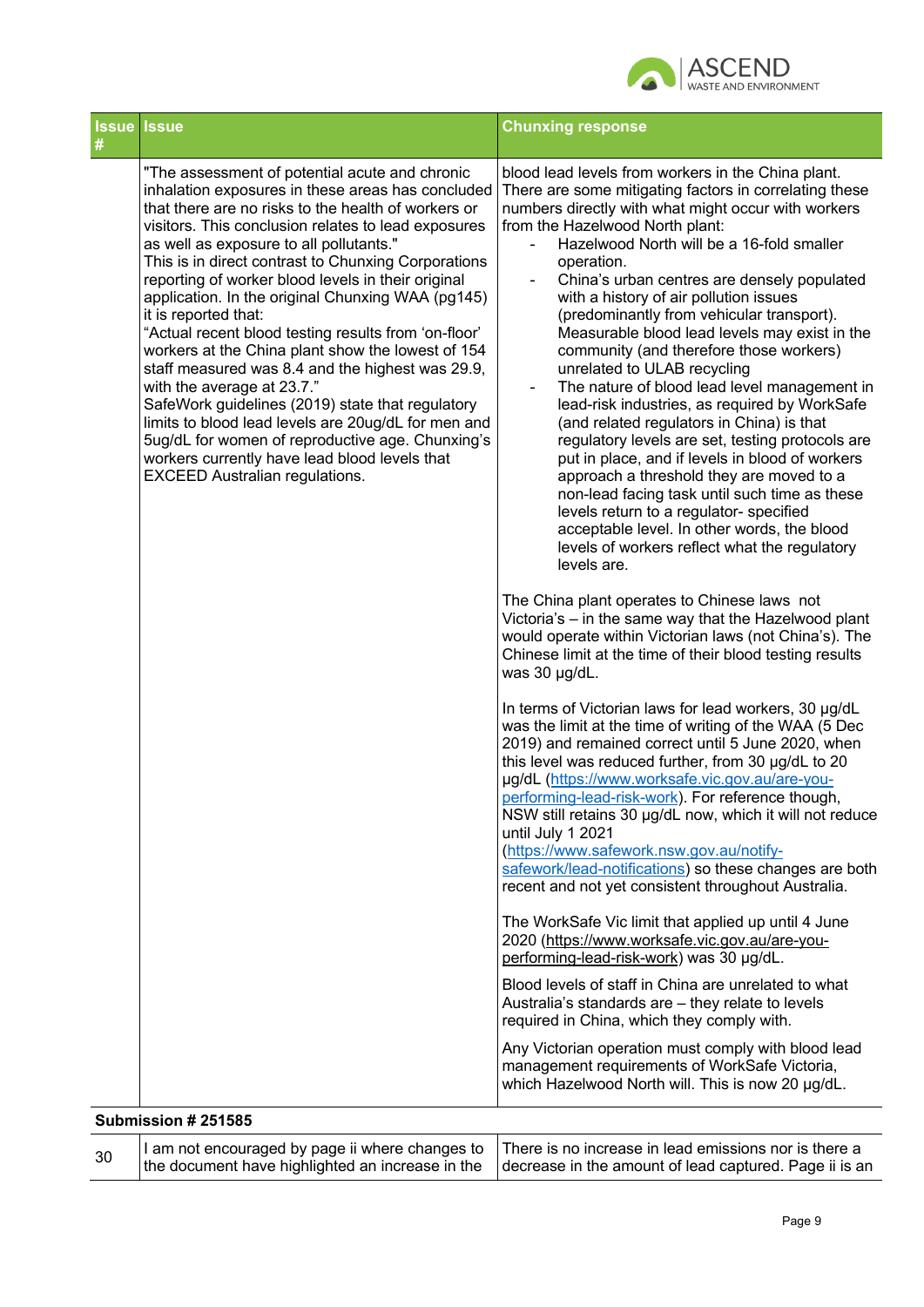| Issue # | Issue | Chunxing response |
|---|---|---|
| | "The assessment of potential acute and chronic inhalation exposures in these areas has concluded that there are no risks to the health of workers or visitors. This conclusion relates to lead exposures as well as exposure to all pollutants."<br>This is in direct contrast to Chunxing Corporations reporting of worker blood levels in their original application. In the original Chunxing WAA (pg145) it is reported that:<br>"Actual recent blood testing results from 'on-floor' workers at the China plant show the lowest of 154 staff measured was 8.4 and the highest was 29.9, with the average at 23.7."<br>SafeWork guidelines (2019) state that regulatory limits to blood lead levels are 20ug/dL for men and 5ug/dL for women of reproductive age. Chunxing's workers currently have lead blood levels that EXCEED Australian regulations. | blood lead levels from workers in the China plant. There are some mitigating factors in correlating these numbers directly with what might occur with workers from the Hazelwood North plant:<br>- Hazelwood North will be a 16-fold smaller operation.<br>- China's urban centres are densely populated with a history of air pollution issues (predominantly from vehicular transport). Measurable blood lead levels may exist in the community (and therefore those workers) unrelated to ULAB recycling<br>- The nature of blood lead level management in lead-risk industries, as required by WorkSafe (and related regulators in China) is that regulatory levels are set, testing protocols are put in place, and if levels in blood of workers approach a threshold they are moved to a non-lead facing task until such time as these levels return to a regulator- specified acceptable level. In other words, the blood levels of workers reflect what the regulatory levels are.<br><br>The China plant operates to Chinese laws not Victoria's – in the same way that the Hazelwood plant would operate within Victorian laws (not China's). The Chinese limit at the time of their blood testing results was 30 µg/dL.<br><br>In terms of Victorian laws for lead workers, 30 µg/dL was the limit at the time of writing of the WAA (5 Dec 2019) and remained correct until 5 June 2020, when this level was reduced further, from 30 µg/dL to 20 µg/dL (https://www.worksafe.vic.gov.au/are-you-performing-lead-risk-work). For reference though, NSW still retains 30 µg/dL now, which it will not reduce until July 1 2021 (https://www.safework.nsw.gov.au/notify-safework/lead-notifications) so these changes are both recent and not yet consistent throughout Australia.<br><br>The WorkSafe Vic limit that applied up until 4 June 2020 (https://www.worksafe.vic.gov.au/are-you-performing-lead-risk-work) was 30 µg/dL.<br><br>Blood levels of staff in China are unrelated to what Australia's standards are – they relate to levels required in China, which they comply with.<br><br>Any Victorian operation must comply with blood lead management requirements of WorkSafe Victoria, which Hazelwood North will. This is now 20 µg/dL. |
| **Submission # 251585** | | |
| 30 | I am not encouraged by page ii where changes to the document have highlighted an increase in the | There is no increase in lead emissions nor is there a decrease in the amount of lead captured. Page ii is an |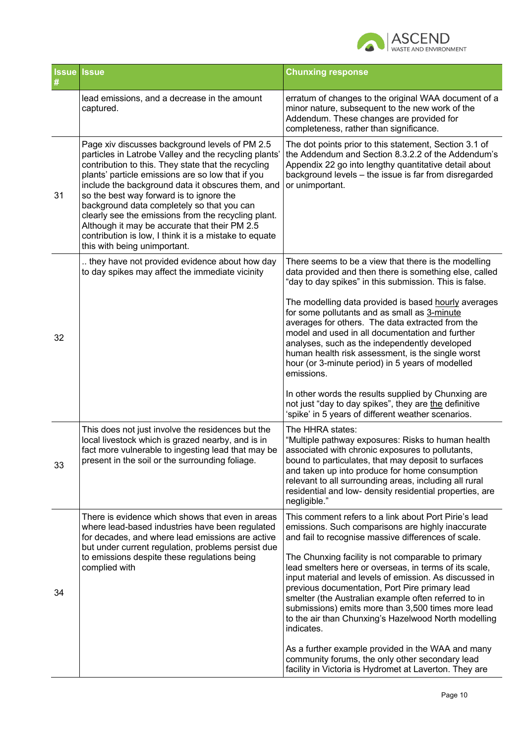| Issue # | Issue | Chunxing response |
|---|---|---|
| | lead emissions, and a decrease in the amount captured. | erratum of changes to the original WAA document of a minor nature, subsequent to the new work of the Addendum. These changes are provided for completeness, rather than significance. |
| 31 | Page xiv discusses background levels of PM 2.5 particles in Latrobe Valley and the recycling plants' contribution to this. They state that the recycling plants' particle emissions are so low that if you include the background data it obscures them, and so the best way forward is to ignore the background data completely so that you can clearly see the emissions from the recycling plant. Although it may be accurate that their PM 2.5 contribution is low, I think it is a mistake to equate this with being unimportant. | The dot points prior to this statement, Section 3.1 of the Addendum and Section 8.3.2.2 of the Addendum's Appendix 22 go into lengthy quantitative detail about background levels – the issue is far from disregarded or unimportant. |
| 32 | .. they have not provided evidence about how day to day spikes may affect the immediate vicinity | There seems to be a view that there is the modelling data provided and then there is something else, called "day to day spikes" in this submission. This is false.<br><br>The modelling data provided is based hourly averages for some pollutants and as small as 3-minute averages for others. The data extracted from the model and used in all documentation and further analyses, such as the independently developed human health risk assessment, is the single worst hour (or 3-minute period) in 5 years of modelled emissions.<br><br>In other words the results supplied by Chunxing are not just "day to day spikes", they are the definitive 'spike' in 5 years of different weather scenarios. |
| 33 | This does not just involve the residences but the local livestock which is grazed nearby, and is in fact more vulnerable to ingesting lead that may be present in the soil or the surrounding foliage. | The HHRA states:<br>"Multiple pathway exposures: Risks to human health associated with chronic exposures to pollutants, bound to particulates, that may deposit to surfaces and taken up into produce for home consumption relevant to all surrounding areas, including all rural residential and low- density residential properties, are negligible." |
| 34 | There is evidence which shows that even in areas where lead-based industries have been regulated for decades, and where lead emissions are active but under current regulation, problems persist due to emissions despite these regulations being complied with | This comment refers to a link about Port Pirie's lead emissions. Such comparisons are highly inaccurate and fail to recognise massive differences of scale.<br><br>The Chunxing facility is not comparable to primary lead smelters here or overseas, in terms of its scale, input material and levels of emission. As discussed in previous documentation, Port Pire primary lead smelter (the Australian example often referred to in submissions) emits more than 3,500 times more lead to the air than Chunxing's Hazelwood North modelling indicates.<br><br>As a further example provided in the WAA and many community forums, the only other secondary lead facility in Victoria is Hydromet at Laverton. They are |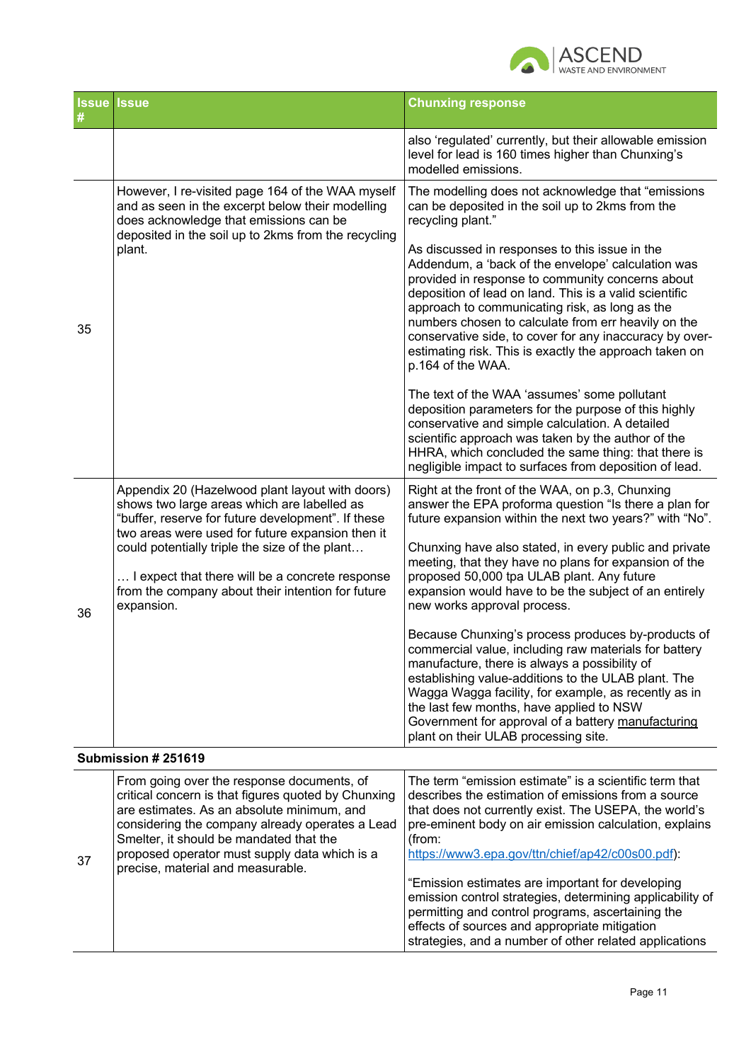| Issue # | Issue | Chunxing response |
|---|---|---|
| | | also 'regulated' currently, but their allowable emission level for lead is 160 times higher than Chunxing's modelled emissions. |
| 35 | However, I re-visited page 164 of the WAA myself and as seen in the excerpt below their modelling does acknowledge that emissions can be deposited in the soil up to 2kms from the recycling plant. | The modelling does not acknowledge that "emissions can be deposited in the soil up to 2kms from the recycling plant."<br><br>As discussed in responses to this issue in the Addendum, a 'back of the envelope' calculation was provided in response to community concerns about deposition of lead on land. This is a valid scientific approach to communicating risk, as long as the numbers chosen to calculate from err heavily on the conservative side, to cover for any inaccuracy by over-estimating risk. This is exactly the approach taken on p.164 of the WAA.<br><br>The text of the WAA 'assumes' some pollutant deposition parameters for the purpose of this highly conservative and simple calculation. A detailed scientific approach was taken by the author of the HHRA, which concluded the same thing: that there is negligible impact to surfaces from deposition of lead. |
| 36 | Appendix 20 (Hazelwood plant layout with doors) shows two large areas which are labelled as "buffer, reserve for future development". If these two areas were used for future expansion then it could potentially triple the size of the plant…<br><br>… I expect that there will be a concrete response from the company about their intention for future expansion. | Right at the front of the WAA, on p.3, Chunxing answer the EPA proforma question "Is there a plan for future expansion within the next two years?" with "No".<br><br>Chunxing have also stated, in every public and private meeting, that they have no plans for expansion of the proposed 50,000 tpa ULAB plant. Any future expansion would have to be the subject of an entirely new works approval process.<br><br>Because Chunxing's process produces by-products of commercial value, including raw materials for battery manufacture, there is always a possibility of establishing value-additions to the ULAB plant. The Wagga Wagga facility, for example, as recently as in the last few months, have applied to NSW Government for approval of a battery manufacturing plant on their ULAB processing site. |
| **Submission # 251619** | | |
| 37 | From going over the response documents, of critical concern is that figures quoted by Chunxing are estimates. As an absolute minimum, and considering the company already operates a Lead Smelter, it should be mandated that the proposed operator must supply data which is a precise, material and measurable. | The term "emission estimate" is a scientific term that describes the estimation of emissions from a source that does not currently exist. The USEPA, the world's pre-eminent body on air emission calculation, explains (from: https://www3.epa.gov/ttn/chief/ap42/c00s00.pdf):<br><br>"Emission estimates are important for developing emission control strategies, determining applicability of permitting and control programs, ascertaining the effects of sources and appropriate mitigation strategies, and a number of other related applications |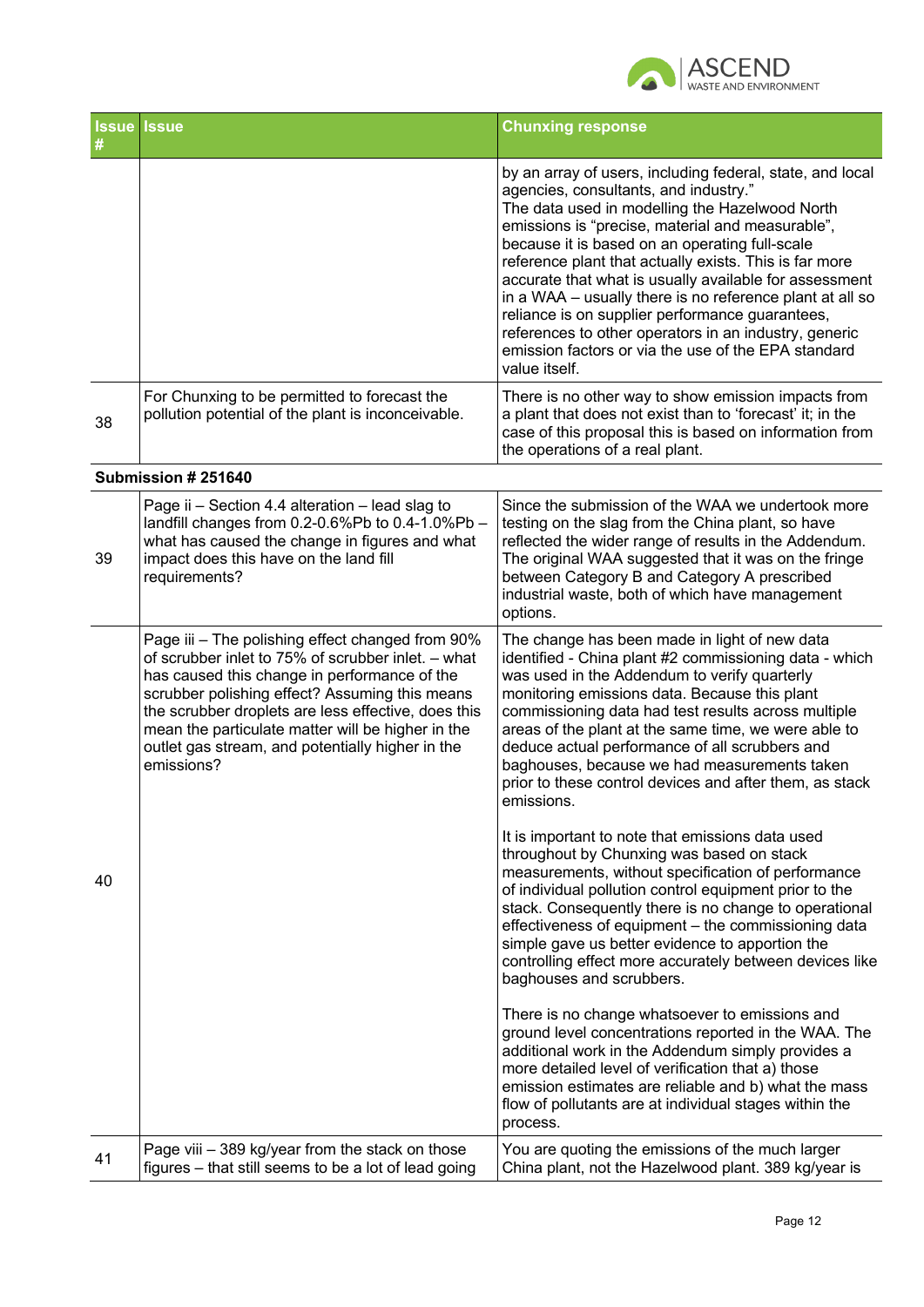| Issue # | Issue | Chunxing response |
|---|---|---|
| | | by an array of users, including federal, state, and local agencies, consultants, and industry." The data used in modelling the Hazelwood North emissions is "precise, material and measurable", because it is based on an operating full-scale reference plant that actually exists. This is far more accurate that what is usually available for assessment in a WAA – usually there is no reference plant at all so reliance is on supplier performance guarantees, references to other operators in an industry, generic emission factors or via the use of the EPA standard value itself. |
| 38 | For Chunxing to be permitted to forecast the pollution potential of the plant is inconceivable. | There is no other way to show emission impacts from a plant that does not exist than to 'forecast' it; in the case of this proposal this is based on information from the operations of a real plant. |
| **Submission # 251640** | | |
| 39 | Page ii – Section 4.4 alteration – lead slag to landfill changes from 0.2-0.6%Pb to 0.4-1.0%Pb – what has caused the change in figures and what impact does this have on the land fill requirements? | Since the submission of the WAA we undertook more testing on the slag from the China plant, so have reflected the wider range of results in the Addendum. The original WAA suggested that it was on the fringe between Category B and Category A prescribed industrial waste, both of which have management options. |
| 40 | Page iii – The polishing effect changed from 90% of scrubber inlet to 75% of scrubber inlet. – what has caused this change in performance of the scrubber polishing effect? Assuming this means the scrubber droplets are less effective, does this mean the particulate matter will be higher in the outlet gas stream, and potentially higher in the emissions? | The change has been made in light of new data identified - China plant #2 commissioning data - which was used in the Addendum to verify quarterly monitoring emissions data. Because this plant commissioning data had test results across multiple areas of the plant at the same time, we were able to deduce actual performance of all scrubbers and baghouses, because we had measurements taken prior to these control devices and after them, as stack emissions.<br><br>It is important to note that emissions data used throughout by Chunxing was based on stack measurements, without specification of performance of individual pollution control equipment prior to the stack. Consequently there is no change to operational effectiveness of equipment – the commissioning data simple gave us better evidence to apportion the controlling effect more accurately between devices like baghouses and scrubbers.<br><br>There is no change whatsoever to emissions and ground level concentrations reported in the WAA. The additional work in the Addendum simply provides a more detailed level of verification that a) those emission estimates are reliable and b) what the mass flow of pollutants are at individual stages within the process. |
| 41 | Page viii – 389 kg/year from the stack on those figures – that still seems to be a lot of lead going | You are quoting the emissions of the much larger China plant, not the Hazelwood plant. 389 kg/year is |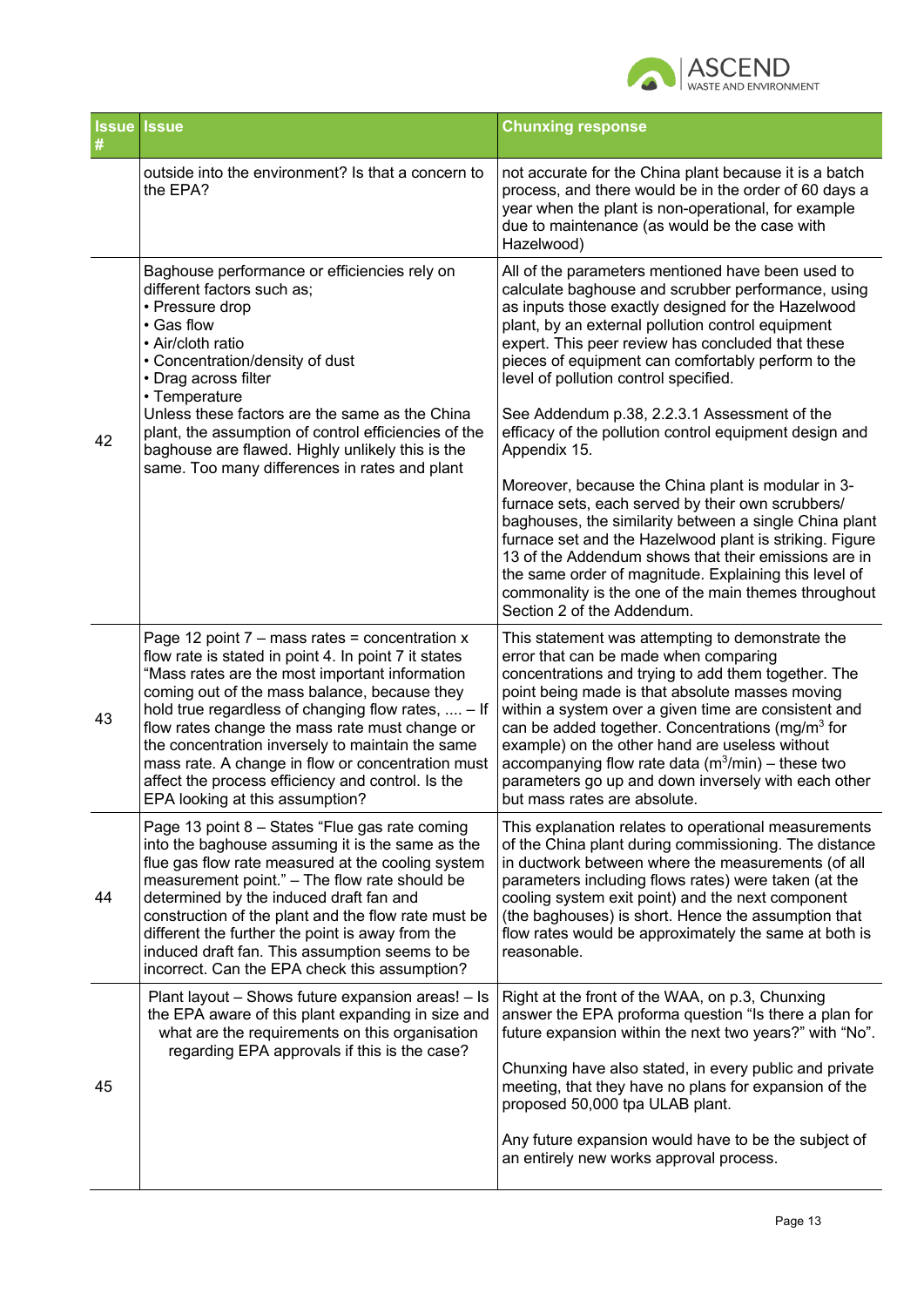| Issue # | Issue | Chunxing response |
|---|---|---|
| | outside into the environment? Is that a concern to the EPA? | not accurate for the China plant because it is a batch process, and there would be in the order of 60 days a year when the plant is non-operational, for example due to maintenance (as would be the case with Hazelwood) |
| 42 | Baghouse performance or efficiencies rely on different factors such as;<br>• Pressure drop<br>• Gas flow<br>• Air/cloth ratio<br>• Concentration/density of dust<br>• Drag across filter<br>• Temperature<br>Unless these factors are the same as the China plant, the assumption of control efficiencies of the baghouse are flawed. Highly unlikely this is the same. Too many differences in rates and plant | All of the parameters mentioned have been used to calculate baghouse and scrubber performance, using as inputs those exactly designed for the Hazelwood plant, by an external pollution control equipment expert. This peer review has concluded that these pieces of equipment can comfortably perform to the level of pollution control specified.<br><br>See Addendum p.38, 2.2.3.1 Assessment of the efficacy of the pollution control equipment design and Appendix 15.<br><br>Moreover, because the China plant is modular in 3-furnace sets, each served by their own scrubbers/ baghouses, the similarity between a single China plant furnace set and the Hazelwood plant is striking. Figure 13 of the Addendum shows that their emissions are in the same order of magnitude. Explaining this level of commonality is the one of the main themes throughout Section 2 of the Addendum. |
| 43 | Page 12 point 7 – mass rates = concentration x flow rate is stated in point 4. In point 7 it states "Mass rates are the most important information coming out of the mass balance, because they hold true regardless of changing flow rates, .... – If flow rates change the mass rate must change or the concentration inversely to maintain the same mass rate. A change in flow or concentration must affect the process efficiency and control. Is the EPA looking at this assumption? | This statement was attempting to demonstrate the error that can be made when comparing concentrations and trying to add them together. The point being made is that absolute masses moving within a system over a given time are consistent and can be added together. Concentrations (mg/m$^3$ for example) on the other hand are useless without accompanying flow rate data (m$^3$/min) – these two parameters go up and down inversely with each other but mass rates are absolute. |
| 44 | Page 13 point 8 – States "Flue gas rate coming into the baghouse assuming it is the same as the flue gas flow rate measured at the cooling system measurement point." – The flow rate should be determined by the induced draft fan and construction of the plant and the flow rate must be different the further the point is away from the induced draft fan. This assumption seems to be incorrect. Can the EPA check this assumption? | This explanation relates to operational measurements of the China plant during commissioning. The distance in ductwork between where the measurements (of all parameters including flows rates) were taken (at the cooling system exit point) and the next component (the baghouses) is short. Hence the assumption that flow rates would be approximately the same at both is reasonable. |
| 45 | Plant layout – Shows future expansion areas! – Is the EPA aware of this plant expanding in size and what are the requirements on this organisation regarding EPA approvals if this is the case? | Right at the front of the WAA, on p.3, Chunxing answer the EPA proforma question "Is there a plan for future expansion within the next two years?" with "No".<br><br>Chunxing have also stated, in every public and private meeting, that they have no plans for expansion of the proposed 50,000 tpa ULAB plant.<br><br>Any future expansion would have to be the subject of an entirely new works approval process. |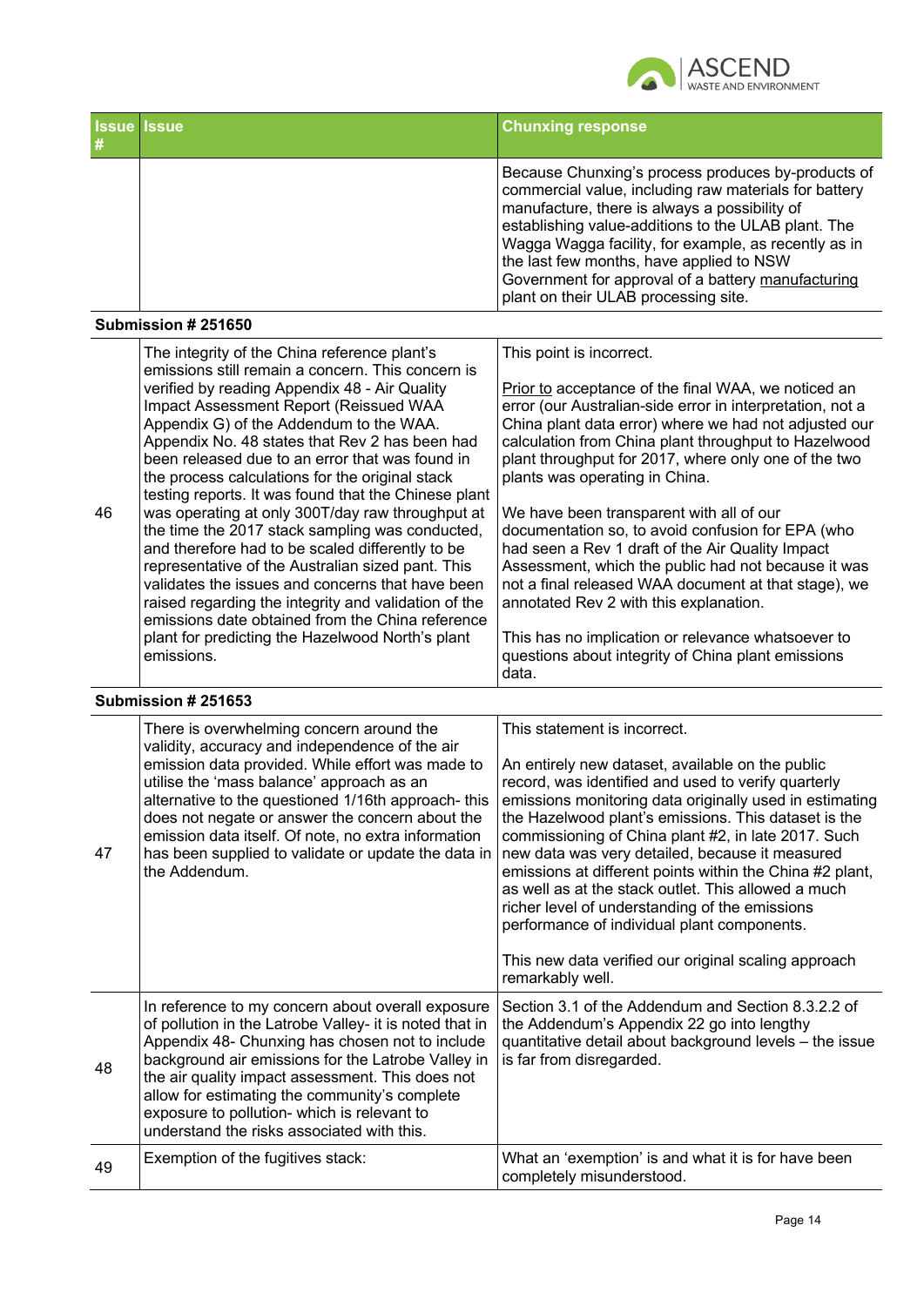| Issue # | Issue | Chunxing response |
|---|---|---|
| | | Because Chunxing's process produces by-products of commercial value, including raw materials for battery manufacture, there is always a possibility of establishing value-additions to the ULAB plant. The Wagga Wagga facility, for example, as recently as in the last few months, have applied to NSW Government for approval of a battery manufacturing plant on their ULAB processing site. |
| **Submission # 251650** | | |
| 46 | The integrity of the China reference plant's emissions still remain a concern. This concern is verified by reading Appendix 48 - Air Quality Impact Assessment Report (Reissued WAA Appendix G) of the Addendum to the WAA. Appendix No. 48 states that Rev 2 has been had been released due to an error that was found in the process calculations for the original stack testing reports. It was found that the Chinese plant was operating at only 300T/day raw throughput at the time the 2017 stack sampling was conducted, and therefore had to be scaled differently to be representative of the Australian sized pant. This validates the issues and concerns that have been raised regarding the integrity and validation of the emissions date obtained from the China reference plant for predicting the Hazelwood North's plant emissions. | This point is incorrect.<br><br>Prior to acceptance of the final WAA, we noticed an error (our Australian-side error in interpretation, not a China plant data error) where we had not adjusted our calculation from China plant throughput to Hazelwood plant throughput for 2017, where only one of the two plants was operating in China.<br><br>We have been transparent with all of our documentation so, to avoid confusion for EPA (who had seen a Rev 1 draft of the Air Quality Impact Assessment, which the public had not because it was not a final released WAA document at that stage), we annotated Rev 2 with this explanation.<br><br>This has no implication or relevance whatsoever to questions about integrity of China plant emissions data. |
| **Submission # 251653** | | |
| 47 | There is overwhelming concern around the validity, accuracy and independence of the air emission data provided. While effort was made to utilise the 'mass balance' approach as an alternative to the questioned 1/16th approach- this does not negate or answer the concern about the emission data itself. Of note, no extra information has been supplied to validate or update the data in the Addendum. | This statement is incorrect.<br><br>An entirely new dataset, available on the public record, was identified and used to verify quarterly emissions monitoring data originally used in estimating the Hazelwood plant's emissions. This dataset is the commissioning of China plant #2, in late 2017. Such new data was very detailed, because it measured emissions at different points within the China #2 plant, as well as at the stack outlet. This allowed a much richer level of understanding of the emissions performance of individual plant components.<br><br>This new data verified our original scaling approach remarkably well. |
| 48 | In reference to my concern about overall exposure of pollution in the Latrobe Valley- it is noted that in Appendix 48- Chunxing has chosen not to include background air emissions for the Latrobe Valley in the air quality impact assessment. This does not allow for estimating the community's complete exposure to pollution- which is relevant to understand the risks associated with this. | Section 3.1 of the Addendum and Section 8.3.2.2 of the Addendum's Appendix 22 go into lengthy quantitative detail about background levels – the issue is far from disregarded. |
| 49 | Exemption of the fugitives stack: | What an 'exemption' is and what it is for have been completely misunderstood. |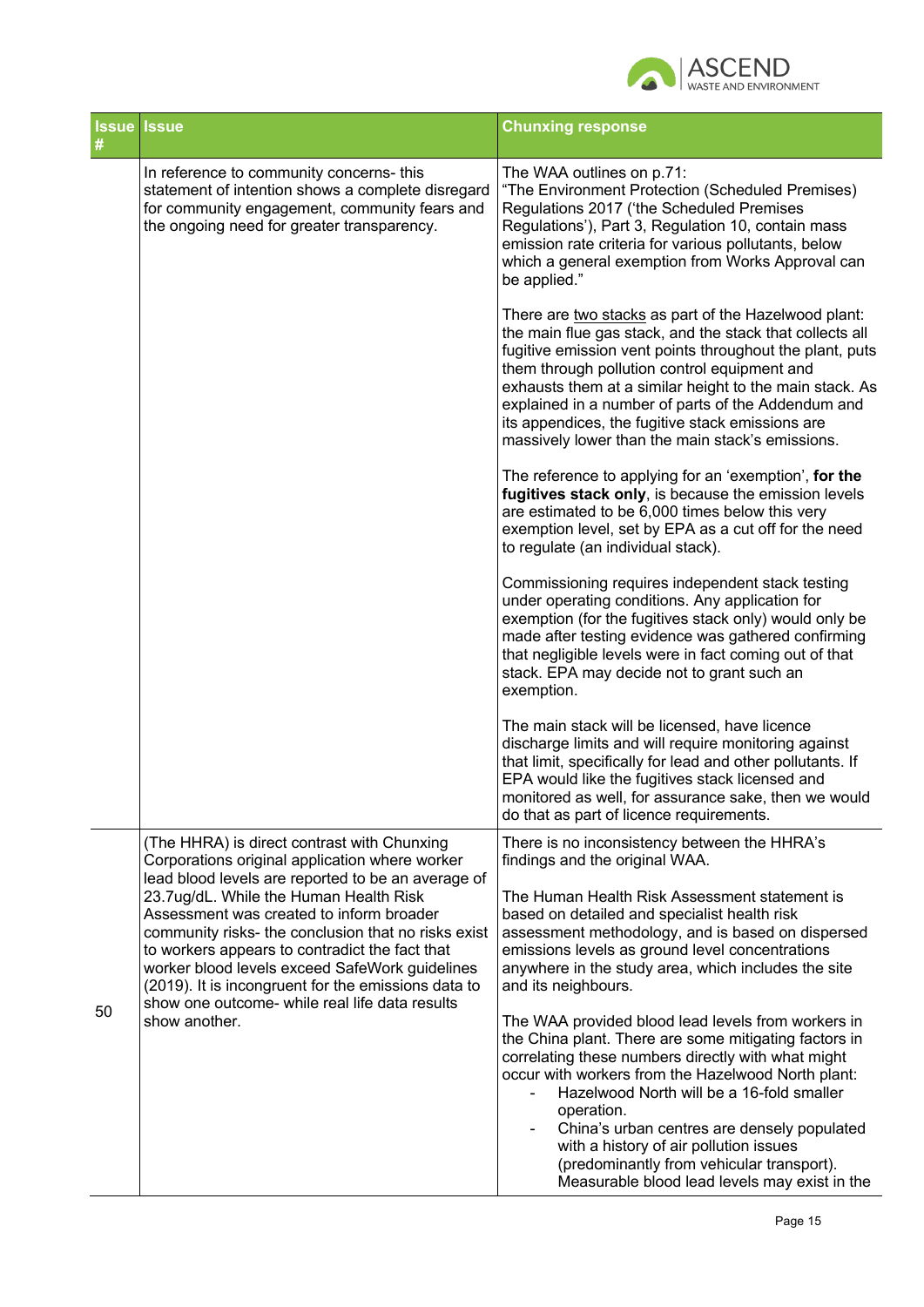| Issue # | Issue | Chunxing response |
|---|---|---|
| | In reference to community concerns- this statement of intention shows a complete disregard for community engagement, community fears and the ongoing need for greater transparency. | The WAA outlines on p.71:<br>"The Environment Protection (Scheduled Premises) Regulations 2017 ('the Scheduled Premises Regulations'), Part 3, Regulation 10, contain mass emission rate criteria for various pollutants, below which a general exemption from Works Approval can be applied."<br><br>There are two stacks as part of the Hazelwood plant: the main flue gas stack, and the stack that collects all fugitive emission vent points throughout the plant, puts them through pollution control equipment and exhausts them at a similar height to the main stack. As explained in a number of parts of the Addendum and its appendices, the fugitive stack emissions are massively lower than the main stack's emissions.<br><br>The reference to applying for an 'exemption', **for the fugitives stack only**, is because the emission levels are estimated to be 6,000 times below this very exemption level, set by EPA as a cut off for the need to regulate (an individual stack).<br><br>Commissioning requires independent stack testing under operating conditions. Any application for exemption (for the fugitives stack only) would only be made after testing evidence was gathered confirming that negligible levels were in fact coming out of that stack. EPA may decide not to grant such an exemption.<br><br>The main stack will be licensed, have licence discharge limits and will require monitoring against that limit, specifically for lead and other pollutants. If EPA would like the fugitives stack licensed and monitored as well, for assurance sake, then we would do that as part of licence requirements. |
| 50 | (The HHRA) is direct contrast with Chunxing Corporations original application where worker lead blood levels are reported to be an average of 23.7ug/dL. While the Human Health Risk Assessment was created to inform broader community risks- the conclusion that no risks exist to workers appears to contradict the fact that worker blood levels exceed SafeWork guidelines (2019). It is incongruent for the emissions data to show one outcome- while real life data results show another. | There is no inconsistency between the HHRA's findings and the original WAA.<br><br>The Human Health Risk Assessment statement is based on detailed and specialist health risk assessment methodology, and is based on dispersed emissions levels as ground level concentrations anywhere in the study area, which includes the site and its neighbours.<br><br>The WAA provided blood lead levels from workers in the China plant. There are some mitigating factors in correlating these numbers directly with what might occur with workers from the Hazelwood North plant:<br>- Hazelwood North will be a 16-fold smaller operation.<br>- China's urban centres are densely populated with a history of air pollution issues (predominantly from vehicular transport). Measurable blood lead levels may exist in the |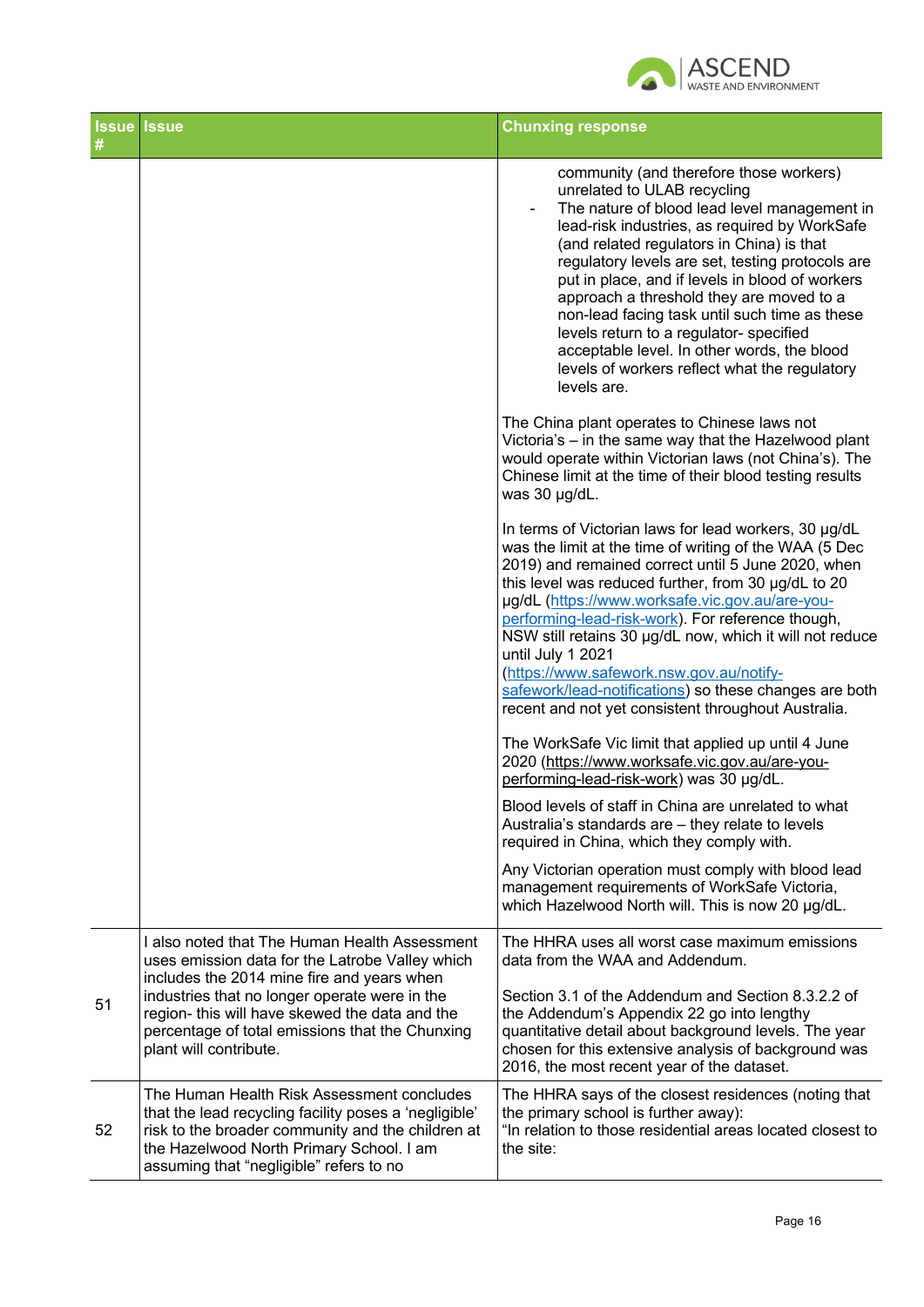| Issue # | Issue | Chunxing response |
|---|---|---|
| | | community (and therefore those workers) unrelated to ULAB recycling<br>- The nature of blood lead level management in lead-risk industries, as required by WorkSafe (and related regulators in China) is that regulatory levels are set, testing protocols are put in place, and if levels in blood of workers approach a threshold they are moved to a non-lead facing task until such time as these levels return to a regulator- specified acceptable level. In other words, the blood levels of workers reflect what the regulatory levels are.<br><br>The China plant operates to Chinese laws not Victoria's – in the same way that the Hazelwood plant would operate within Victorian laws (not China's). The Chinese limit at the time of their blood testing results was 30 µg/dL.<br><br>In terms of Victorian laws for lead workers, 30 µg/dL was the limit at the time of writing of the WAA (5 Dec 2019) and remained correct until 5 June 2020, when this level was reduced further, from 30 µg/dL to 20 µg/dL (https://www.worksafe.vic.gov.au/are-you-performing-lead-risk-work). For reference though, NSW still retains 30 µg/dL now, which it will not reduce until July 1 2021 (https://www.safework.nsw.gov.au/notify-safework/lead-notifications) so these changes are both recent and not yet consistent throughout Australia.<br><br>The WorkSafe Vic limit that applied up until 4 June 2020 (https://www.worksafe.vic.gov.au/are-you-performing-lead-risk-work) was 30 µg/dL.<br><br>Blood levels of staff in China are unrelated to what Australia's standards are – they relate to levels required in China, which they comply with.<br><br>Any Victorian operation must comply with blood lead management requirements of WorkSafe Victoria, which Hazelwood North will. This is now 20 µg/dL. |
| 51 | I also noted that The Human Health Assessment uses emission data for the Latrobe Valley which includes the 2014 mine fire and years when industries that no longer operate were in the region- this will have skewed the data and the percentage of total emissions that the Chunxing plant will contribute. | The HHRA uses all worst case maximum emissions data from the WAA and Addendum.<br><br>Section 3.1 of the Addendum and Section 8.3.2.2 of the Addendum's Appendix 22 go into lengthy quantitative detail about background levels. The year chosen for this extensive analysis of background was 2016, the most recent year of the dataset. |
| 52 | The Human Health Risk Assessment concludes that the lead recycling facility poses a 'negligible' risk to the broader community and the children at the Hazelwood North Primary School. I am assuming that "negligible" refers to no | The HHRA says of the closest residences (noting that the primary school is further away):<br>"In relation to those residential areas located closest to the site: |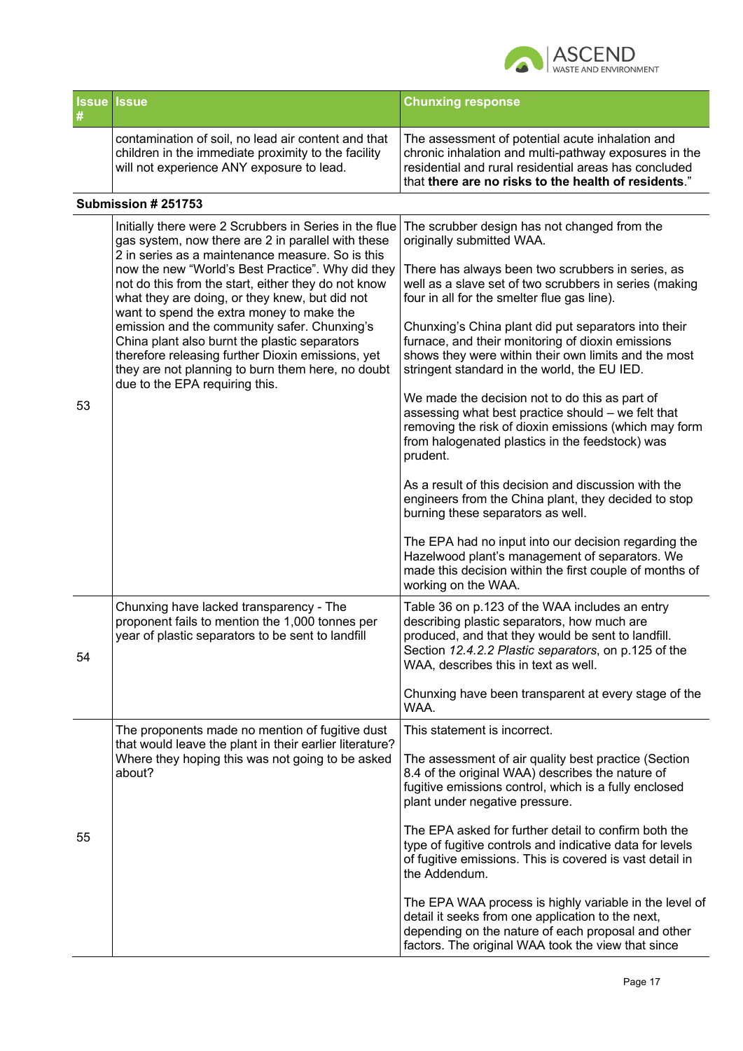| Issue # | Issue | Chunxing response |
|---|---|---|
| | contamination of soil, no lead air content and that children in the immediate proximity to the facility will not experience ANY exposure to lead. | The assessment of potential acute inhalation and chronic inhalation and multi-pathway exposures in the residential and rural residential areas has concluded that **there are no risks to the health of residents**." |
| **Submission # 251753** | | |
| 53 | Initially there were 2 Scrubbers in Series in the flue gas system, now there are 2 in parallel with these 2 in series as a maintenance measure. So is this now the new "World's Best Practice". Why did they not do this from the start, either they do not know what they are doing, or they knew, but did not want to spend the extra money to make the emission and the community safer. Chunxing's China plant also burnt the plastic separators therefore releasing further Dioxin emissions, yet they are not planning to burn them here, no doubt due to the EPA requiring this. | The scrubber design has not changed from the originally submitted WAA.<br><br>There has always been two scrubbers in series, as well as a slave set of two scrubbers in series (making four in all for the smelter flue gas line).<br><br>Chunxing's China plant did put separators into their furnace, and their monitoring of dioxin emissions shows they were within their own limits and the most stringent standard in the world, the EU IED.<br><br>We made the decision not to do this as part of assessing what best practice should – we felt that removing the risk of dioxin emissions (which may form from halogenated plastics in the feedstock) was prudent.<br><br>As a result of this decision and discussion with the engineers from the China plant, they decided to stop burning these separators as well.<br><br>The EPA had no input into our decision regarding the Hazelwood plant's management of separators. We made this decision within the first couple of months of working on the WAA. |
| 54 | Chunxing have lacked transparency - The proponent fails to mention the 1,000 tonnes per year of plastic separators to be sent to landfill | Table 36 on p.123 of the WAA includes an entry describing plastic separators, how much are produced, and that they would be sent to landfill. Section *12.4.2.2 Plastic separators*, on p.125 of the WAA, describes this in text as well.<br><br>Chunxing have been transparent at every stage of the WAA. |
| 55 | The proponents made no mention of fugitive dust that would leave the plant in their earlier literature? Where they hoping this was not going to be asked about? | This statement is incorrect.<br><br>The assessment of air quality best practice (Section 8.4 of the original WAA) describes the nature of fugitive emissions control, which is a fully enclosed plant under negative pressure.<br><br>The EPA asked for further detail to confirm both the type of fugitive controls and indicative data for levels of fugitive emissions. This is covered is vast detail in the Addendum.<br><br>The EPA WAA process is highly variable in the level of detail it seeks from one application to the next, depending on the nature of each proposal and other factors. The original WAA took the view that since |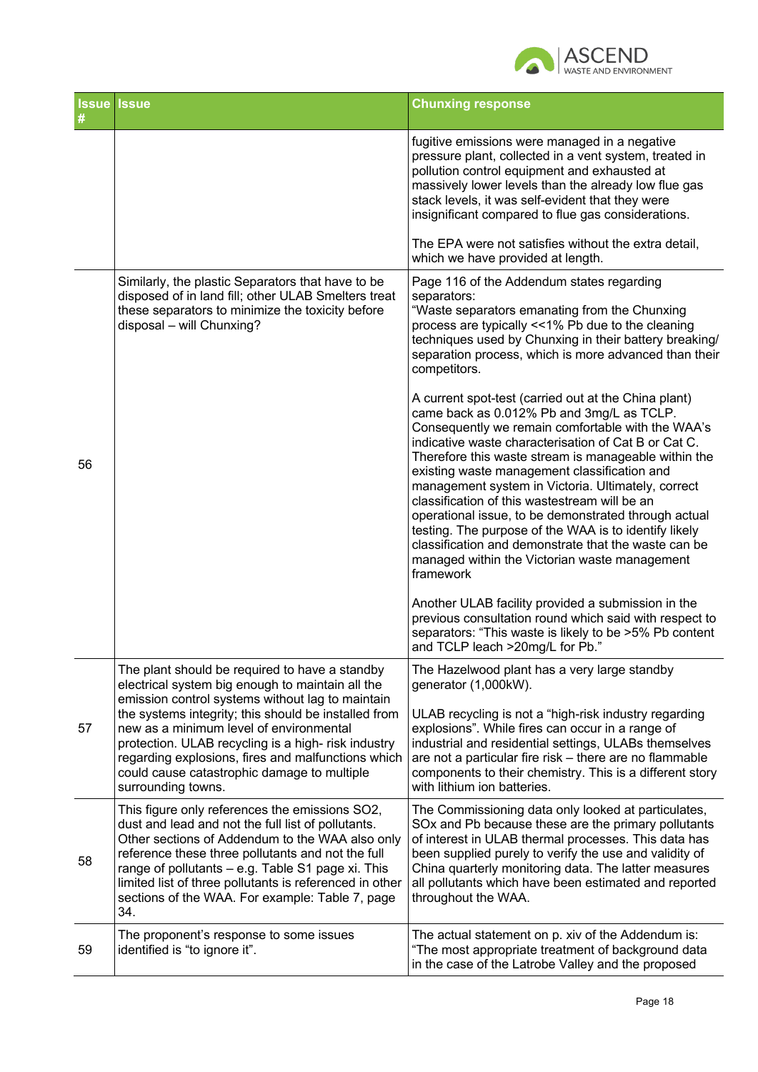| Issue # | Issue | Chunxing response |
|---|---|---|
| | | fugitive emissions were managed in a negative pressure plant, collected in a vent system, treated in pollution control equipment and exhausted at massively lower levels than the already low flue gas stack levels, it was self-evident that they were insignificant compared to flue gas considerations.<br><br>The EPA were not satisfies without the extra detail, which we have provided at length. |
| 56 | Similarly, the plastic Separators that have to be disposed of in land fill; other ULAB Smelters treat these separators to minimize the toxicity before disposal – will Chunxing? | Page 116 of the Addendum states regarding separators:<br>"Waste separators emanating from the Chunxing process are typically <<1% Pb due to the cleaning techniques used by Chunxing in their battery breaking/ separation process, which is more advanced than their competitors.<br><br>A current spot-test (carried out at the China plant) came back as 0.012% Pb and 3mg/L as TCLP. Consequently we remain comfortable with the WAA's indicative waste characterisation of Cat B or Cat C. Therefore this waste stream is manageable within the existing waste management classification and management system in Victoria. Ultimately, correct classification of this wastestream will be an operational issue, to be demonstrated through actual testing. The purpose of the WAA is to identify likely classification and demonstrate that the waste can be managed within the Victorian waste management framework<br><br>Another ULAB facility provided a submission in the previous consultation round which said with respect to separators: "This waste is likely to be >5% Pb content and TCLP leach >20mg/L for Pb." |
| 57 | The plant should be required to have a standby electrical system big enough to maintain all the emission control systems without lag to maintain the systems integrity; this should be installed from new as a minimum level of environmental protection. ULAB recycling is a high- risk industry regarding explosions, fires and malfunctions which could cause catastrophic damage to multiple surrounding towns. | The Hazelwood plant has a very large standby generator (1,000kW).<br><br>ULAB recycling is not a "high-risk industry regarding explosions". While fires can occur in a range of industrial and residential settings, ULABs themselves are not a particular fire risk – there are no flammable components to their chemistry. This is a different story with lithium ion batteries. |
| 58 | This figure only references the emissions SO2, dust and lead and not the full list of pollutants. Other sections of Addendum to the WAA also only reference these three pollutants and not the full range of pollutants – e.g. Table S1 page xi. This limited list of three pollutants is referenced in other sections of the WAA. For example: Table 7, page 34. | The Commissioning data only looked at particulates, SOx and Pb because these are the primary pollutants of interest in ULAB thermal processes. This data has been supplied purely to verify the use and validity of China quarterly monitoring data. The latter measures all pollutants which have been estimated and reported throughout the WAA. |
| 59 | The proponent's response to some issues identified is "to ignore it". | The actual statement on p. xiv of the Addendum is: "The most appropriate treatment of background data in the case of the Latrobe Valley and the proposed |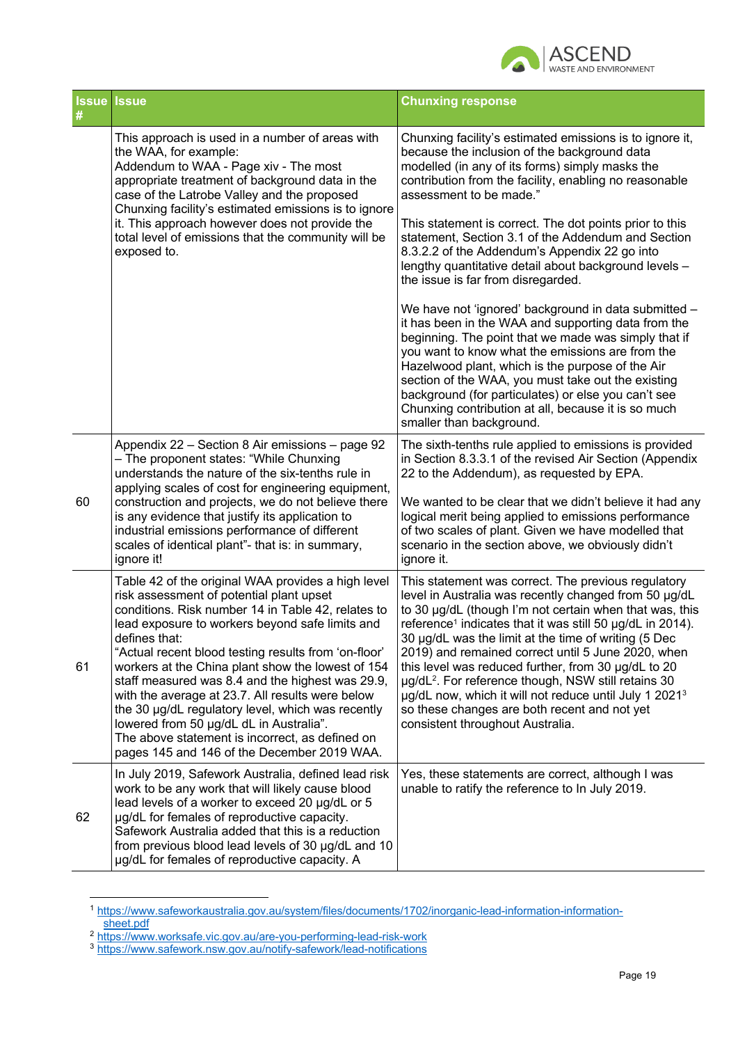| Issue # | Issue | Chunxing response |
|---|---|---|
| | This approach is used in a number of areas with the WAA, for example:<br>Addendum to WAA - Page xiv - The most appropriate treatment of background data in the case of the Latrobe Valley and the proposed Chunxing facility's estimated emissions is to ignore it. This approach however does not provide the total level of emissions that the community will be exposed to. | Chunxing facility's estimated emissions is to ignore it, because the inclusion of the background data modelled (in any of its forms) simply masks the contribution from the facility, enabling no reasonable assessment to be made."<br><br>This statement is correct. The dot points prior to this statement, Section 3.1 of the Addendum and Section 8.3.2.2 of the Addendum's Appendix 22 go into lengthy quantitative detail about background levels – the issue is far from disregarded.<br><br>We have not 'ignored' background in data submitted – it has been in the WAA and supporting data from the beginning. The point that we made was simply that if you want to know what the emissions are from the Hazelwood plant, which is the purpose of the Air section of the WAA, you must take out the existing background (for particulates) or else you can't see Chunxing contribution at all, because it is so much smaller than background. |
| 60 | Appendix 22 – Section 8 Air emissions – page 92 – The proponent states: "While Chunxing understands the nature of the six-tenths rule in applying scales of cost for engineering equipment, construction and projects, we do not believe there is any evidence that justify its application to industrial emissions performance of different scales of identical plant"- that is: in summary, ignore it! | The sixth-tenths rule applied to emissions is provided in Section 8.3.3.1 of the revised Air Section (Appendix 22 to the Addendum), as requested by EPA.<br><br>We wanted to be clear that we didn't believe it had any logical merit being applied to emissions performance of two scales of plant. Given we have modelled that scenario in the section above, we obviously didn't ignore it. |
| 61 | Table 42 of the original WAA provides a high level risk assessment of potential plant upset conditions. Risk number 14 in Table 42, relates to lead exposure to workers beyond safe limits and defines that:<br>"Actual recent blood testing results from 'on-floor' workers at the China plant show the lowest of 154 staff measured was 8.4 and the highest was 29.9, with the average at 23.7. All results were below the 30 µg/dL regulatory level, which was recently lowered from 50 µg/dL dL in Australia".<br>The above statement is incorrect, as defined on pages 145 and 146 of the December 2019 WAA. | This statement was correct. The previous regulatory level in Australia was recently changed from 50 µg/dL to 30 µg/dL (though I'm not certain when that was, this reference[1] indicates that it was still 50 µg/dL in 2014). 30 µg/dL was the limit at the time of writing (5 Dec 2019) and remained correct until 5 June 2020, when this level was reduced further, from 30 µg/dL to 20 µg/dL[2]. For reference though, NSW still retains 30 µg/dL now, which it will not reduce until July 1 2021[3] so these changes are both recent and not yet consistent throughout Australia. |
| 62 | In July 2019, Safework Australia, defined lead risk work to be any work that will likely cause blood lead levels of a worker to exceed 20 µg/dL or 5 µg/dL for females of reproductive capacity. Safework Australia added that this is a reduction from previous blood lead levels of 30 µg/dL and 10 µg/dL for females of reproductive capacity. A | Yes, these statements are correct, although I was unable to ratify the reference to In July 2019. |

[1] https://www.safeworkaustralia.gov.au/system/files/documents/1702/inorganic-lead-information-information-sheet.pdf

[2] https://www.worksafe.vic.gov.au/are-you-performing-lead-risk-work

[3] https://www.safework.nsw.gov.au/notify-safework/lead-notifications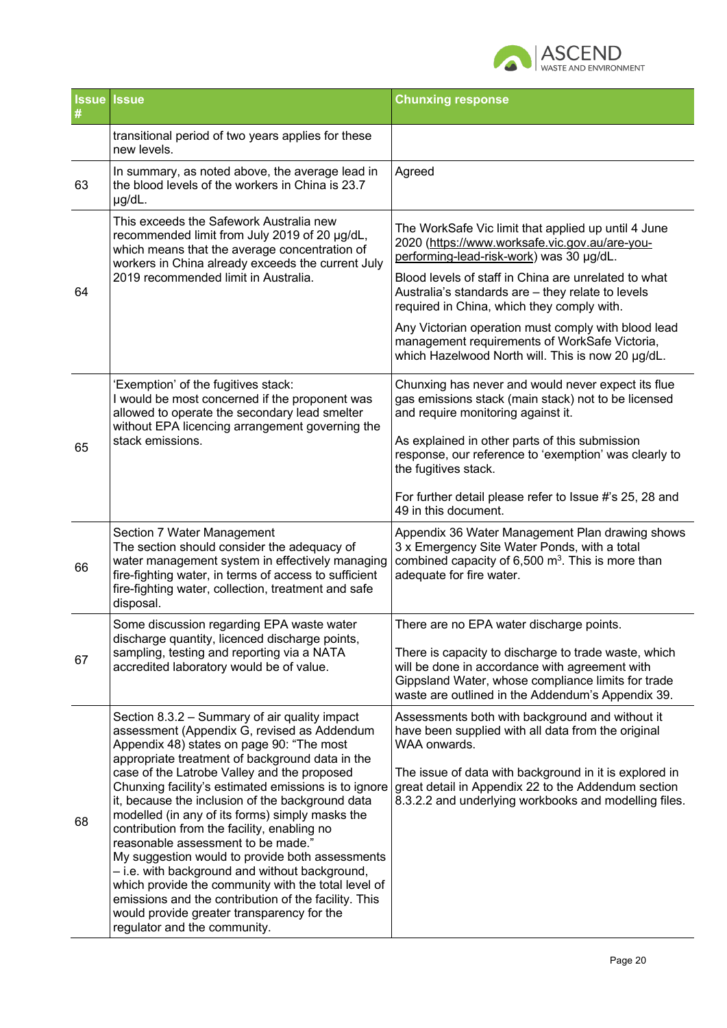| Issue # | Issue | Chunxing response |
|---|---|---|
| | transitional period of two years applies for these new levels. | |
| 63 | In summary, as noted above, the average lead in the blood levels of the workers in China is 23.7 μg/dL. | Agreed |
| 64 | This exceeds the Safework Australia new recommended limit from July 2019 of 20 μg/dL, which means that the average concentration of workers in China already exceeds the current July 2019 recommended limit in Australia. | The WorkSafe Vic limit that applied up until 4 June 2020 (https://www.worksafe.vic.gov.au/are-you-performing-lead-risk-work) was 30 μg/dL.<br><br>Blood levels of staff in China are unrelated to what Australia's standards are – they relate to levels required in China, which they comply with.<br><br>Any Victorian operation must comply with blood lead management requirements of WorkSafe Victoria, which Hazelwood North will. This is now 20 μg/dL. |
| 65 | 'Exemption' of the fugitives stack:<br>I would be most concerned if the proponent was allowed to operate the secondary lead smelter without EPA licencing arrangement governing the stack emissions. | Chunxing has never and would never expect its flue gas emissions stack (main stack) not to be licensed and require monitoring against it.<br><br>As explained in other parts of this submission response, our reference to 'exemption' was clearly to the fugitives stack.<br><br>For further detail please refer to Issue #'s 25, 28 and 49 in this document. |
| 66 | Section 7 Water Management<br>The section should consider the adequacy of water management system in effectively managing fire-fighting water, in terms of access to sufficient fire-fighting water, collection, treatment and safe disposal. | Appendix 36 Water Management Plan drawing shows 3 x Emergency Site Water Ponds, with a total combined capacity of 6,500 $m^3$. This is more than adequate for fire water. |
| 67 | Some discussion regarding EPA waste water discharge quantity, licenced discharge points, sampling, testing and reporting via a NATA accredited laboratory would be of value. | There are no EPA water discharge points.<br><br>There is capacity to discharge to trade waste, which will be done in accordance with agreement with Gippsland Water, whose compliance limits for trade waste are outlined in the Addendum's Appendix 39. |
| 68 | Section 8.3.2 – Summary of air quality impact assessment (Appendix G, revised as Addendum Appendix 48) states on page 90: "The most appropriate treatment of background data in the case of the Latrobe Valley and the proposed Chunxing facility's estimated emissions is to ignore it, because the inclusion of the background data modelled (in any of its forms) simply masks the contribution from the facility, enabling no reasonable assessment to be made."<br>My suggestion would to provide both assessments – i.e. with background and without background, which provide the community with the total level of emissions and the contribution of the facility. This would provide greater transparency for the regulator and the community. | Assessments both with background and without it have been supplied with all data from the original WAA onwards.<br><br>The issue of data with background in it is explored in great detail in Appendix 22 to the Addendum section 8.3.2.2 and underlying workbooks and modelling files. |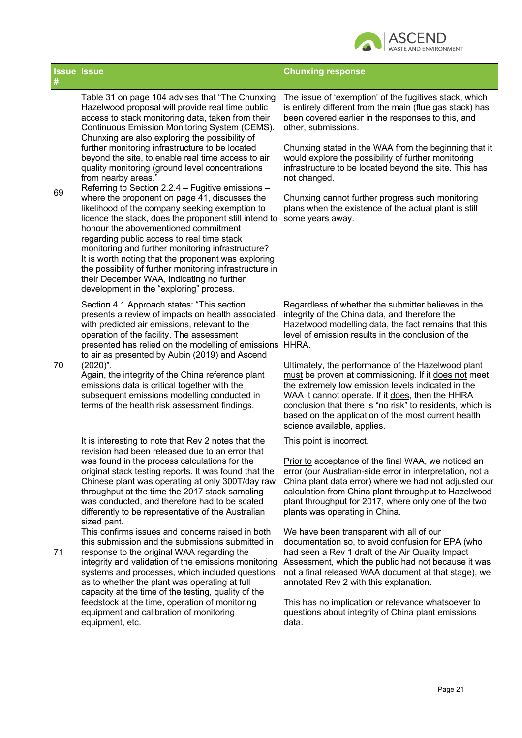| Issue # | Issue | Chunxing response |
|---|---|---|
| 69 | Table 31 on page 104 advises that "The Chunxing Hazelwood proposal will provide real time public access to stack monitoring data, taken from their Continuous Emission Monitoring System (CEMS). Chunxing are also exploring the possibility of further monitoring infrastructure to be located beyond the site, to enable real time access to air quality monitoring (ground level concentrations from nearby areas."<br>Referring to Section 2.2.4 – Fugitive emissions – where the proponent on page 41, discusses the likelihood of the company seeking exemption to licence the stack, does the proponent still intend to honour the abovementioned commitment regarding public access to real time stack monitoring and further monitoring infrastructure?<br>It is worth noting that the proponent was exploring the possibility of further monitoring infrastructure in their December WAA, indicating no further development in the "exploring" process. | The issue of 'exemption' of the fugitives stack, which is entirely different from the main (flue gas stack) has been covered earlier in the responses to this, and other, submissions.<br><br>Chunxing stated in the WAA from the beginning that it would explore the possibility of further monitoring infrastructure to be located beyond the site. This has not changed.<br><br>Chunxing cannot further progress such monitoring plans when the existence of the actual plant is still some years away. |
| 70 | Section 4.1 Approach states: "This section presents a review of impacts on health associated with predicted air emissions, relevant to the operation of the facility. The assessment presented has relied on the modelling of emissions to air as presented by Aubin (2019) and Ascend (2020)".<br>Again, the integrity of the China reference plant emissions data is critical together with the subsequent emissions modelling conducted in terms of the health risk assessment findings. | Regardless of whether the submitter believes in the integrity of the China data, and therefore the Hazelwood modelling data, the fact remains that this level of emission results in the conclusion of the HHRA.<br><br>Ultimately, the performance of the Hazelwood plant <u>must</u> be proven at commissioning. If it <u>does not</u> meet the extremely low emission levels indicated in the WAA it cannot operate. If it <u>does</u>, then the HHRA conclusion that there is "no risk" to residents, which is based on the application of the most current health science available, applies. |
| 71 | It is interesting to note that Rev 2 notes that the revision had been released due to an error that was found in the process calculations for the original stack testing reports. It was found that the Chinese plant was operating at only 300T/day raw throughput at the time the 2017 stack sampling was conducted, and therefore had to be scaled differently to be representative of the Australian sized pant.<br>This confirms issues and concerns raised in both this submission and the submissions submitted in response to the original WAA regarding the integrity and validation of the emissions monitoring systems and processes, which included questions as to whether the plant was operating at full capacity at the time of the testing, quality of the feedstock at the time, operation of monitoring equipment and calibration of monitoring equipment, etc. | This point is incorrect.<br><br><u>Prior to</u> acceptance of the final WAA, we noticed an error (our Australian-side error in interpretation, not a China plant data error) where we had not adjusted our calculation from China plant throughput to Hazelwood plant throughput for 2017, where only one of the two plants was operating in China.<br><br>We have been transparent with all of our documentation so, to avoid confusion for EPA (who had seen a Rev 1 draft of the Air Quality Impact Assessment, which the public had not because it was not a final released WAA document at that stage), we annotated Rev 2 with this explanation.<br><br>This has no implication or relevance whatsoever to questions about integrity of China plant emissions data. |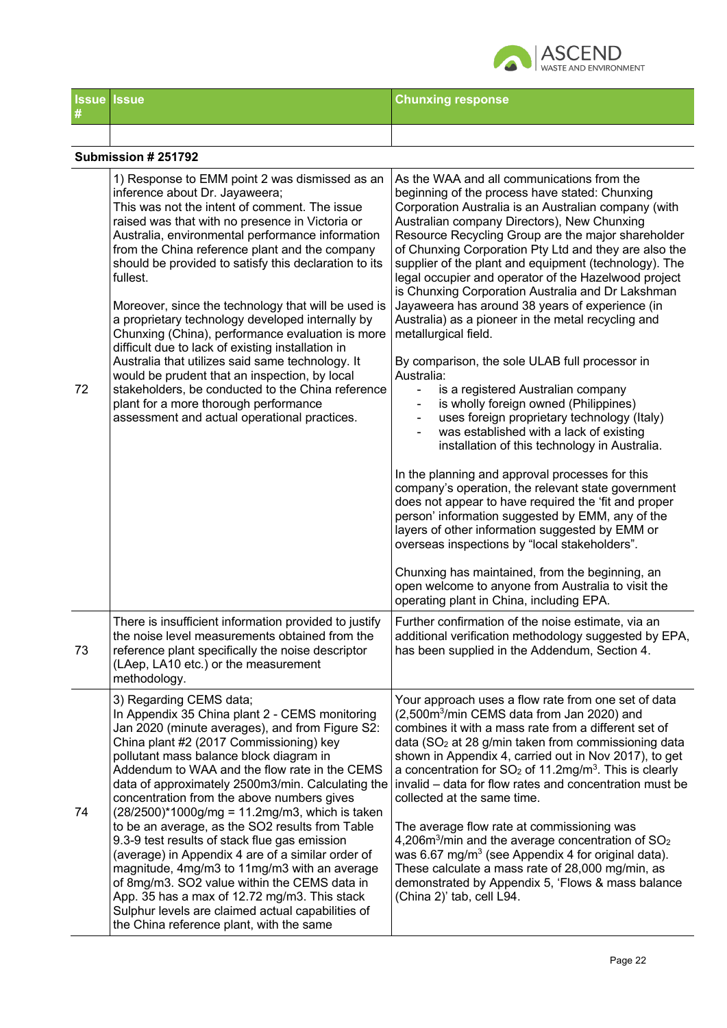| Issue # | Issue | Chunxing response |
|---|---|---|
| | | |
| **Submission # 251792** | | |
| 72 | 1) Response to EMM point 2 was dismissed as an inference about Dr. Jayaweera;<br>This was not the intent of comment. The issue raised was that with no presence in Victoria or Australia, environmental performance information from the China reference plant and the company should be provided to satisfy this declaration to its fullest.<br><br>Moreover, since the technology that will be used is a proprietary technology developed internally by Chunxing (China), performance evaluation is more difficult due to lack of existing installation in Australia that utilizes said same technology. It would be prudent that an inspection, by local stakeholders, be conducted to the China reference plant for a more thorough performance assessment and actual operational practices. | As the WAA and all communications from the beginning of the process have stated: Chunxing Corporation Australia is an Australian company (with Australian company Directors), New Chunxing Resource Recycling Group are the major shareholder of Chunxing Corporation Pty Ltd and they are also the supplier of the plant and equipment (technology). The legal occupier and operator of the Hazelwood project is Chunxing Corporation Australia and Dr Lakshman Jayaweera has around 38 years of experience (in Australia) as a pioneer in the metal recycling and metallurgical field.<br><br>By comparison, the sole ULAB full processor in Australia:<br>- is a registered Australian company<br>- is wholly foreign owned (Philippines)<br>- uses foreign proprietary technology (Italy)<br>- was established with a lack of existing installation of this technology in Australia.<br><br>In the planning and approval processes for this company's operation, the relevant state government does not appear to have required the 'fit and proper person' information suggested by EMM, any of the layers of other information suggested by EMM or overseas inspections by "local stakeholders".<br><br>Chunxing has maintained, from the beginning, an open welcome to anyone from Australia to visit the operating plant in China, including EPA. |
| 73 | There is insufficient information provided to justify the noise level measurements obtained from the reference plant specifically the noise descriptor (LAep, LA10 etc.) or the measurement methodology. | Further confirmation of the noise estimate, via an additional verification methodology suggested by EPA, has been supplied in the Addendum, Section 4. |
| 74 | 3) Regarding CEMS data;<br>In Appendix 35 China plant 2 - CEMS monitoring Jan 2020 (minute averages), and from Figure S2: China plant #2 (2017 Commissioning) key pollutant mass balance block diagram in Addendum to WAA and the flow rate in the CEMS data of approximately 2500m3/min. Calculating the concentration from the above numbers gives (28/2500)*1000g/mg = 11.2mg/m3, which is taken to be an average, as the SO2 results from Table 9.3-9 test results of stack flue gas emission (average) in Appendix 4 are of a similar order of magnitude, 4mg/m3 to 11mg/m3 with an average of 8mg/m3. SO2 value within the CEMS data in App. 35 has a max of 12.72 mg/m3. This stack Sulphur levels are claimed actual capabilities of the China reference plant, with the same | Your approach uses a flow rate from one set of data ($2{,}500 m^3/min$ CEMS data from Jan 2020) and combines it with a mass rate from a different set of data ($SO_2$ at 28 g/min taken from commissioning data shown in Appendix 4, carried out in Nov 2017), to get a concentration for $SO_2$ of $11.2 mg/m^3$. This is clearly invalid – data for flow rates and concentration must be collected at the same time.<br><br>The average flow rate at commissioning was $4{,}206 m^3/min$ and the average concentration of $SO_2$ was $6.67 mg/m^3$ (see Appendix 4 for original data). These calculate a mass rate of 28,000 mg/min, as demonstrated by Appendix 5, 'Flows & mass balance (China 2)' tab, cell L94. |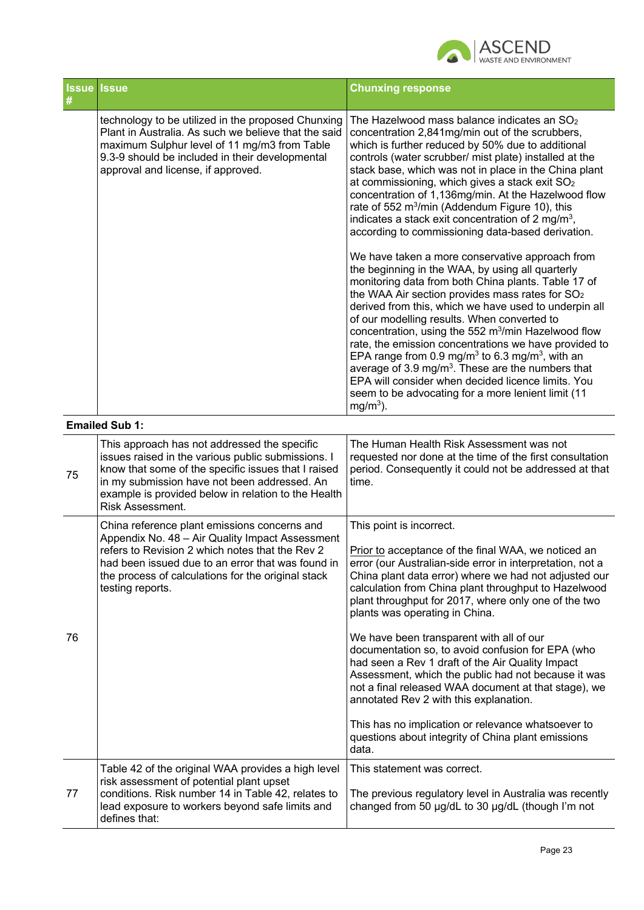| Issue # | Issue | Chunxing response |
|---|---|---|
| | technology to be utilized in the proposed Chunxing Plant in Australia. As such we believe that the said maximum Sulphur level of 11 mg/m3 from Table 9.3-9 should be included in their developmental approval and license, if approved. | The Hazelwood mass balance indicates an $SO_2$ concentration 2,841mg/min out of the scrubbers, which is further reduced by 50% due to additional controls (water scrubber/ mist plate) installed at the stack base, which was not in place in the China plant at commissioning, which gives a stack exit $SO_2$ concentration of 1,136mg/min. At the Hazelwood flow rate of 552 $m^3$/min (Addendum Figure 10), this indicates a stack exit concentration of 2 mg/$m^3$, according to commissioning data-based derivation.<br><br>We have taken a more conservative approach from the beginning in the WAA, by using all quarterly monitoring data from both China plants. Table 17 of the WAA Air section provides mass rates for $SO_2$ derived from this, which we have used to underpin all of our modelling results. When converted to concentration, using the 552 $m^3$/min Hazelwood flow rate, the emission concentrations we have provided to EPA range from 0.9 mg/$m^3$ to 6.3 mg/$m^3$, with an average of 3.9 mg/$m^3$. These are the numbers that EPA will consider when decided licence limits. You seem to be advocating for a more lenient limit (11 mg/$m^3$). |
| **Emailed Sub 1:** | | |
| 75 | This approach has not addressed the specific issues raised in the various public submissions. I know that some of the specific issues that I raised in my submission have not been addressed. An example is provided below in relation to the Health Risk Assessment. | The Human Health Risk Assessment was not requested nor done at the time of the first consultation period. Consequently it could not be addressed at that time. |
| 76 | China reference plant emissions concerns and Appendix No. 48 – Air Quality Impact Assessment refers to Revision 2 which notes that the Rev 2 had been issued due to an error that was found in the process of calculations for the original stack testing reports. | This point is incorrect.<br><br>Prior to acceptance of the final WAA, we noticed an error (our Australian-side error in interpretation, not a China plant data error) where we had not adjusted our calculation from China plant throughput to Hazelwood plant throughput for 2017, where only one of the two plants was operating in China.<br><br>We have been transparent with all of our documentation so, to avoid confusion for EPA (who had seen a Rev 1 draft of the Air Quality Impact Assessment, which the public had not because it was not a final released WAA document at that stage), we annotated Rev 2 with this explanation.<br><br>This has no implication or relevance whatsoever to questions about integrity of China plant emissions data. |
| 77 | Table 42 of the original WAA provides a high level risk assessment of potential plant upset conditions. Risk number 14 in Table 42, relates to lead exposure to workers beyond safe limits and defines that: | This statement was correct.<br><br>The previous regulatory level in Australia was recently changed from 50 µg/dL to 30 µg/dL (though I'm not |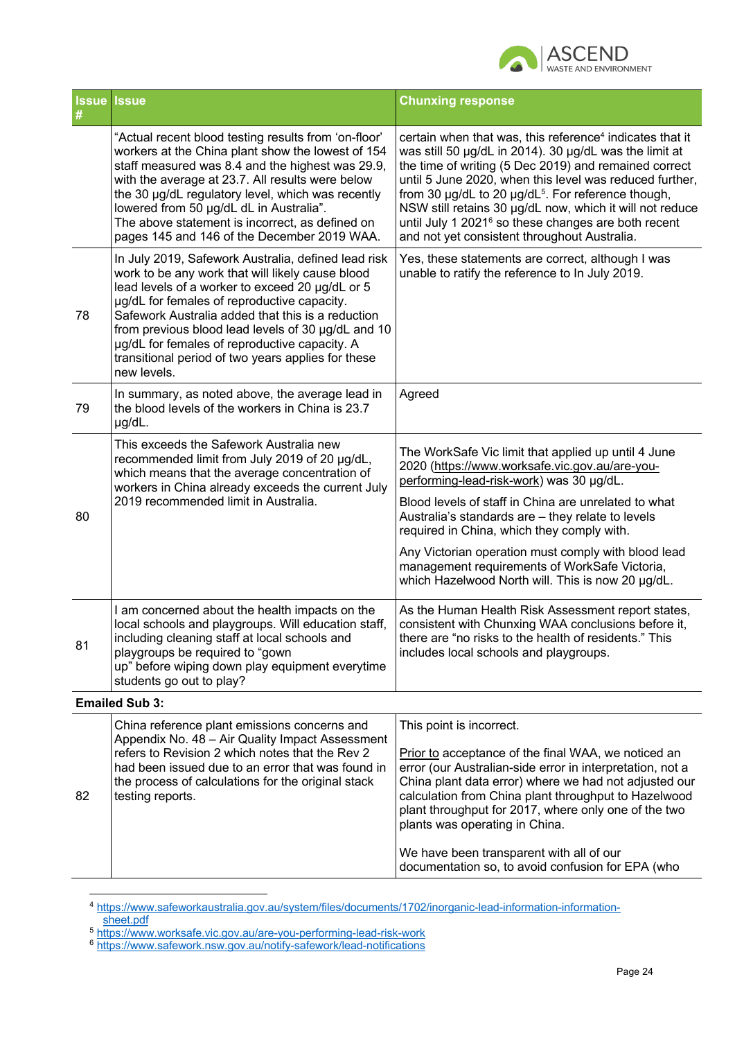| Issue # | Issue | Chunxing response |
|---|---|---|
| | "Actual recent blood testing results from 'on-floor' workers at the China plant show the lowest of 154 staff measured was 8.4 and the highest was 29.9, with the average at 23.7. All results were below the 30 µg/dL regulatory level, which was recently lowered from 50 µg/dL dL in Australia". The above statement is incorrect, as defined on pages 145 and 146 of the December 2019 WAA. | certain when that was, this reference[4] indicates that it was still 50 µg/dL in 2014). 30 µg/dL was the limit at the time of writing (5 Dec 2019) and remained correct until 5 June 2020, when this level was reduced further, from 30 µg/dL to 20 µg/dL[5]. For reference though, NSW still retains 30 µg/dL now, which it will not reduce until July 1 2021[6] so these changes are both recent and not yet consistent throughout Australia. |
| 78 | In July 2019, Safework Australia, defined lead risk work to be any work that will likely cause blood lead levels of a worker to exceed 20 µg/dL or 5 µg/dL for females of reproductive capacity. Safework Australia added that this is a reduction from previous blood lead levels of 30 µg/dL and 10 µg/dL for females of reproductive capacity. A transitional period of two years applies for these new levels. | Yes, these statements are correct, although I was unable to ratify the reference to In July 2019. |
| 79 | In summary, as noted above, the average lead in the blood levels of the workers in China is 23.7 µg/dL. | Agreed |
| 80 | This exceeds the Safework Australia new recommended limit from July 2019 of 20 µg/dL, which means that the average concentration of workers in China already exceeds the current July 2019 recommended limit in Australia. | The WorkSafe Vic limit that applied up until 4 June 2020 (https://www.worksafe.vic.gov.au/are-you-performing-lead-risk-work) was 30 µg/dL.<br><br>Blood levels of staff in China are unrelated to what Australia's standards are – they relate to levels required in China, which they comply with.<br><br>Any Victorian operation must comply with blood lead management requirements of WorkSafe Victoria, which Hazelwood North will. This is now 20 µg/dL. |
| 81 | I am concerned about the health impacts on the local schools and playgroups. Will education staff, including cleaning staff at local schools and playgroups be required to "gown up" before wiping down play equipment everytime students go out to play? | As the Human Health Risk Assessment report states, consistent with Chunxing WAA conclusions before it, there are "no risks to the health of residents." This includes local schools and playgroups. |
| **Emailed Sub 3:** | | |
| 82 | China reference plant emissions concerns and Appendix No. 48 – Air Quality Impact Assessment refers to Revision 2 which notes that the Rev 2 had been issued due to an error that was found in the process of calculations for the original stack testing reports. | This point is incorrect.<br><br><u>Prior to</u> acceptance of the final WAA, we noticed an error (our Australian-side error in interpretation, not a China plant data error) where we had not adjusted our calculation from China plant throughput to Hazelwood plant throughput for 2017, where only one of the two plants was operating in China.<br><br>We have been transparent with all of our documentation so, to avoid confusion for EPA (who |

[4] https://www.safeworkaustralia.gov.au/system/files/documents/1702/inorganic-lead-information-information-sheet.pdf

[5] https://www.worksafe.vic.gov.au/are-you-performing-lead-risk-work

[6] https://www.safework.nsw.gov.au/notify-safework/lead-notifications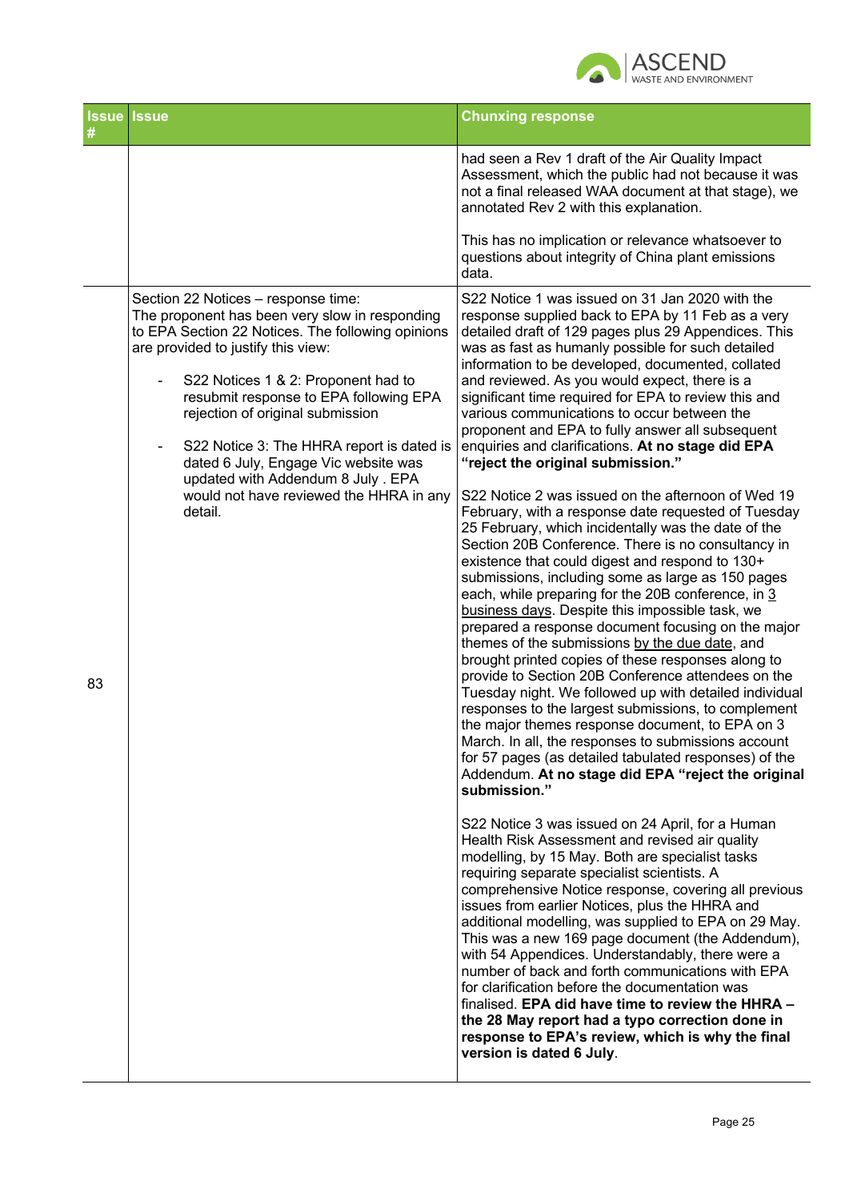| Issue # | Issue | Chunxing response |
| --- | --- | --- |
| | | had seen a Rev 1 draft of the Air Quality Impact Assessment, which the public had not because it was not a final released WAA document at that stage), we annotated Rev 2 with this explanation.<br><br>This has no implication or relevance whatsoever to questions about integrity of China plant emissions data. |
| 83 | Section 22 Notices – response time:<br>The proponent has been very slow in responding to EPA Section 22 Notices. The following opinions are provided to justify this view:<br><br>- S22 Notices 1 & 2: Proponent had to resubmit response to EPA following EPA rejection of original submission<br><br>- S22 Notice 3: The HHRA report is dated is dated 6 July, Engage Vic website was updated with Addendum 8 July . EPA would not have reviewed the HHRA in any detail. | S22 Notice 1 was issued on 31 Jan 2020 with the response supplied back to EPA by 11 Feb as a very detailed draft of 129 pages plus 29 Appendices. This was as fast as humanly possible for such detailed information to be developed, documented, collated and reviewed. As you would expect, there is a significant time required for EPA to review this and various communications to occur between the proponent and EPA to fully answer all subsequent enquiries and clarifications. **At no stage did EPA "reject the original submission."**<br><br>S22 Notice 2 was issued on the afternoon of Wed 19 February, with a response date requested of Tuesday 25 February, which incidentally was the date of the Section 20B Conference. There is no consultancy in existence that could digest and respond to 130+ submissions, including some as large as 150 pages each, while preparing for the 20B conference, in 3 business days. Despite this impossible task, we prepared a response document focusing on the major themes of the submissions by the due date, and brought printed copies of these responses along to provide to Section 20B Conference attendees on the Tuesday night. We followed up with detailed individual responses to the largest submissions, to complement the major themes response document, to EPA on 3 March. In all, the responses to submissions account for 57 pages (as detailed tabulated responses) of the Addendum. **At no stage did EPA "reject the original submission."**<br><br>S22 Notice 3 was issued on 24 April, for a Human Health Risk Assessment and revised air quality modelling, by 15 May. Both are specialist tasks requiring separate specialist scientists. A comprehensive Notice response, covering all previous issues from earlier Notices, plus the HHRA and additional modelling, was supplied to EPA on 29 May. This was a new 169 page document (the Addendum), with 54 Appendices. Understandably, there were a number of back and forth communications with EPA for clarification before the documentation was finalised. **EPA did have time to review the HHRA – the 28 May report had a typo correction done in response to EPA's review, which is why the final version is dated 6 July**. |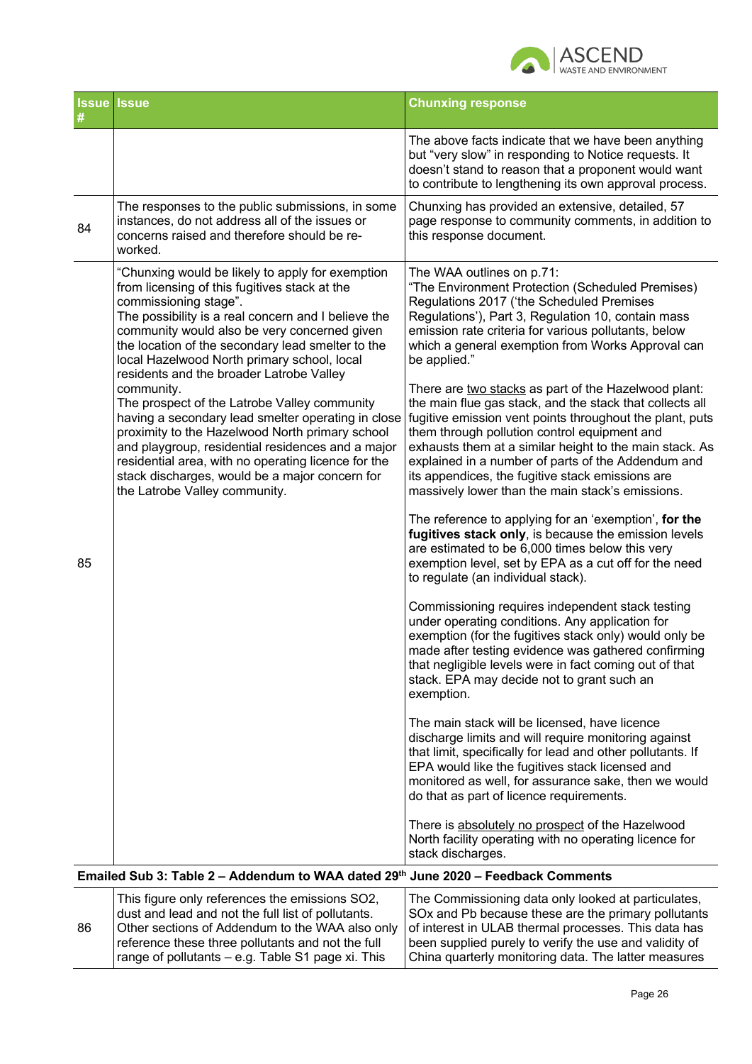| Issue # | Issue | Chunxing response |
|---|---|---|
| | | The above facts indicate that we have been anything but "very slow" in responding to Notice requests. It doesn't stand to reason that a proponent would want to contribute to lengthening its own approval process. |
| 84 | The responses to the public submissions, in some instances, do not address all of the issues or concerns raised and therefore should be re-worked. | Chunxing has provided an extensive, detailed, 57 page response to community comments, in addition to this response document. |
| 85 | "Chunxing would be likely to apply for exemption from licensing of this fugitives stack at the commissioning stage".<br>The possibility is a real concern and I believe the community would also be very concerned given the location of the secondary lead smelter to the local Hazelwood North primary school, local residents and the broader Latrobe Valley community.<br>The prospect of the Latrobe Valley community having a secondary lead smelter operating in close proximity to the Hazelwood North primary school and playgroup, residential residences and a major residential area, with no operating licence for the stack discharges, would be a major concern for the Latrobe Valley community. | The WAA outlines on p.71:<br>"The Environment Protection (Scheduled Premises) Regulations 2017 ('the Scheduled Premises Regulations'), Part 3, Regulation 10, contain mass emission rate criteria for various pollutants, below which a general exemption from Works Approval can be applied."<br><br>There are two stacks as part of the Hazelwood plant: the main flue gas stack, and the stack that collects all fugitive emission vent points throughout the plant, puts them through pollution control equipment and exhausts them at a similar height to the main stack. As explained in a number of parts of the Addendum and its appendices, the fugitive stack emissions are massively lower than the main stack's emissions.<br><br>The reference to applying for an 'exemption', **for the fugitives stack only**, is because the emission levels are estimated to be 6,000 times below this very exemption level, set by EPA as a cut off for the need to regulate (an individual stack).<br><br>Commissioning requires independent stack testing under operating conditions. Any application for exemption (for the fugitives stack only) would only be made after testing evidence was gathered confirming that negligible levels were in fact coming out of that stack. EPA may decide not to grant such an exemption.<br><br>The main stack will be licensed, have licence discharge limits and will require monitoring against that limit, specifically for lead and other pollutants. If EPA would like the fugitives stack licensed and monitored as well, for assurance sake, then we would do that as part of licence requirements.<br><br>There is absolutely no prospect of the Hazelwood North facility operating with no operating licence for stack discharges. |
| **Emailed Sub 3: Table 2 – Addendum to WAA dated 29th June 2020 – Feedback Comments** | | |
| 86 | This figure only references the emissions SO2, dust and lead and not the full list of pollutants. Other sections of Addendum to the WAA also only reference these three pollutants and not the full range of pollutants – e.g. Table S1 page xi. This | The Commissioning data only looked at particulates, SOx and Pb because these are the primary pollutants of interest in ULAB thermal processes. This data has been supplied purely to verify the use and validity of China quarterly monitoring data. The latter measures |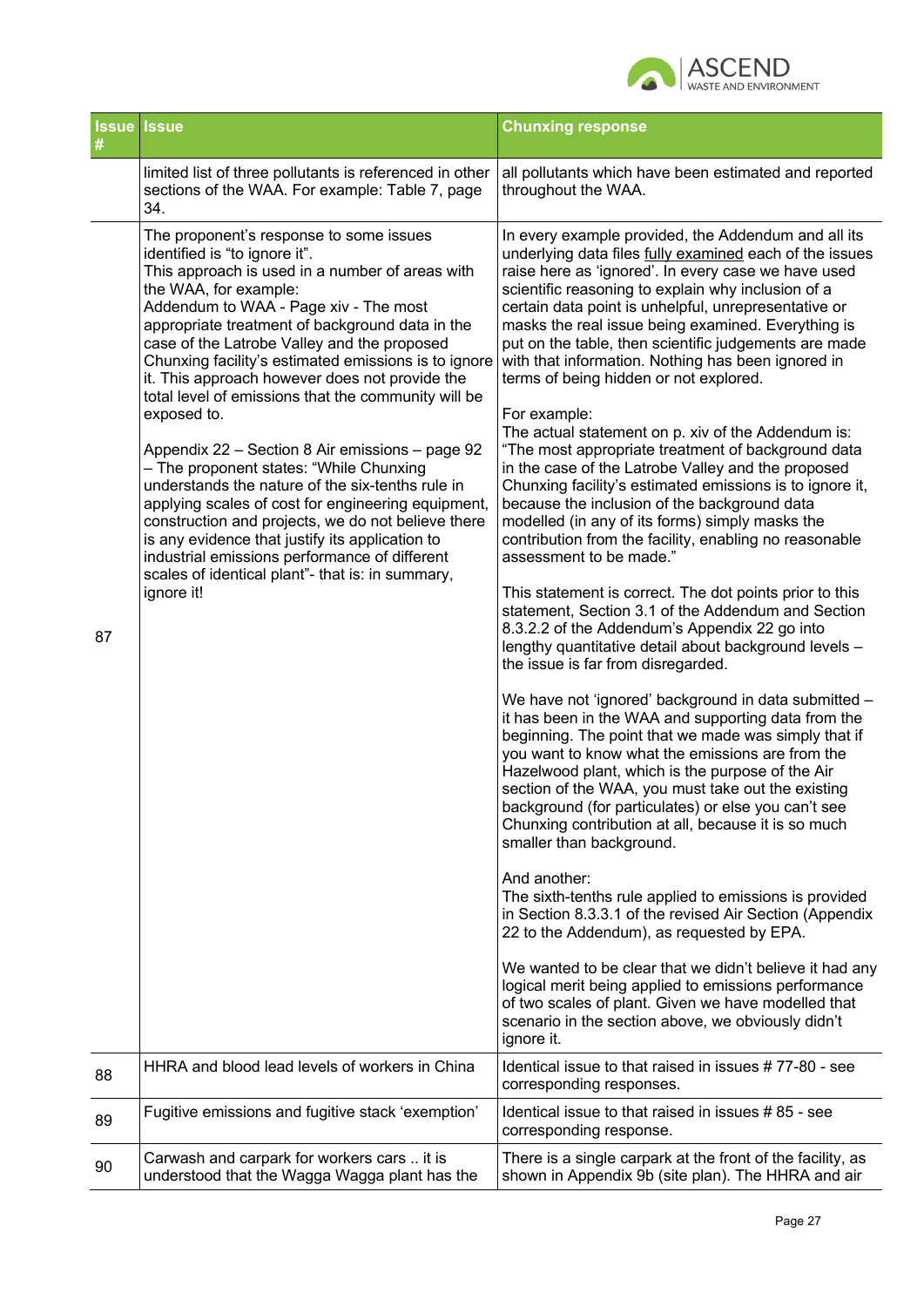| Issue # | Issue | Chunxing response |
|---|---|---|
| | limited list of three pollutants is referenced in other sections of the WAA. For example: Table 7, page 34. | all pollutants which have been estimated and reported throughout the WAA. |
| 87 | The proponent's response to some issues identified is "to ignore it".<br>This approach is used in a number of areas with the WAA, for example:<br>Addendum to WAA - Page xiv - The most appropriate treatment of background data in the case of the Latrobe Valley and the proposed Chunxing facility's estimated emissions is to ignore it. This approach however does not provide the total level of emissions that the community will be exposed to.<br><br>Appendix 22 – Section 8 Air emissions – page 92 – The proponent states: "While Chunxing understands the nature of the six-tenths rule in applying scales of cost for engineering equipment, construction and projects, we do not believe there is any evidence that justify its application to industrial emissions performance of different scales of identical plant"- that is: in summary, ignore it! | In every example provided, the Addendum and all its underlying data files fully examined each of the issues raise here as 'ignored'. In every case we have used scientific reasoning to explain why inclusion of a certain data point is unhelpful, unrepresentative or masks the real issue being examined. Everything is put on the table, then scientific judgements are made with that information. Nothing has been ignored in terms of being hidden or not explored.<br><br>For example:<br>The actual statement on p. xiv of the Addendum is: "The most appropriate treatment of background data in the case of the Latrobe Valley and the proposed Chunxing facility's estimated emissions is to ignore it, because the inclusion of the background data modelled (in any of its forms) simply masks the contribution from the facility, enabling no reasonable assessment to be made."<br><br>This statement is correct. The dot points prior to this statement, Section 3.1 of the Addendum and Section 8.3.2.2 of the Addendum's Appendix 22 go into lengthy quantitative detail about background levels – the issue is far from disregarded.<br><br>We have not 'ignored' background in data submitted – it has been in the WAA and supporting data from the beginning. The point that we made was simply that if you want to know what the emissions are from the Hazelwood plant, which is the purpose of the Air section of the WAA, you must take out the existing background (for particulates) or else you can't see Chunxing contribution at all, because it is so much smaller than background.<br><br>And another:<br>The sixth-tenths rule applied to emissions is provided in Section 8.3.3.1 of the revised Air Section (Appendix 22 to the Addendum), as requested by EPA.<br><br>We wanted to be clear that we didn't believe it had any logical merit being applied to emissions performance of two scales of plant. Given we have modelled that scenario in the section above, we obviously didn't ignore it. |
| 88 | HHRA and blood lead levels of workers in China | Identical issue to that raised in issues # 77-80 - see corresponding responses. |
| 89 | Fugitive emissions and fugitive stack 'exemption' | Identical issue to that raised in issues # 85 - see corresponding response. |
| 90 | Carwash and carpark for workers cars .. it is understood that the Wagga Wagga plant has the | There is a single carpark at the front of the facility, as shown in Appendix 9b (site plan). The HHRA and air |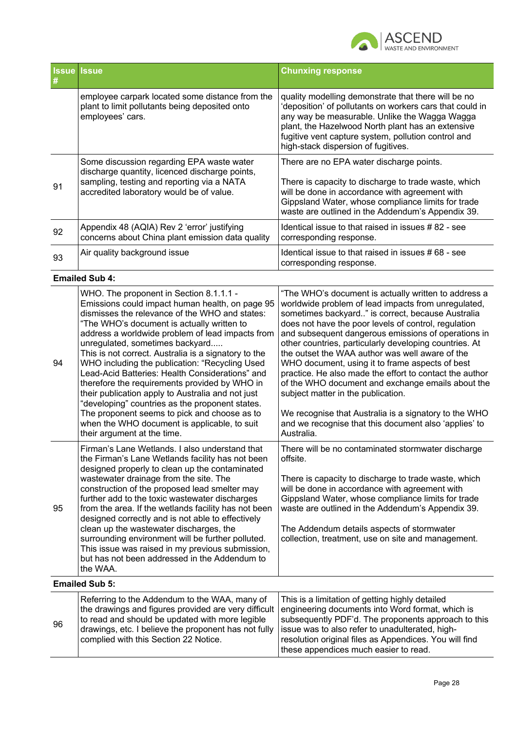| Issue # | Issue | Chunxing response |
|---|---|---|
| | employee carpark located some distance from the plant to limit pollutants being deposited onto employees' cars. | quality modelling demonstrate that there will be no 'deposition' of pollutants on workers cars that could in any way be measurable. Unlike the Wagga Wagga plant, the Hazelwood North plant has an extensive fugitive vent capture system, pollution control and high-stack dispersion of fugitives. |
| 91 | Some discussion regarding EPA waste water discharge quantity, licenced discharge points, sampling, testing and reporting via a NATA accredited laboratory would be of value. | There are no EPA water discharge points.<br><br>There is capacity to discharge to trade waste, which will be done in accordance with agreement with Gippsland Water, whose compliance limits for trade waste are outlined in the Addendum's Appendix 39. |
| 92 | Appendix 48 (AQIA) Rev 2 'error' justifying concerns about China plant emission data quality | Identical issue to that raised in issues # 82 - see corresponding response. |
| 93 | Air quality background issue | Identical issue to that raised in issues # 68 - see corresponding response. |
| **Emailed Sub 4:** | | |
| 94 | WHO. The proponent in Section 8.1.1.1 - Emissions could impact human health, on page 95 dismisses the relevance of the WHO and states: "The WHO's document is actually written to address a worldwide problem of lead impacts from unregulated, sometimes backyard.....<br>This is not correct. Australia is a signatory to the WHO including the publication: "Recycling Used Lead-Acid Batteries: Health Considerations" and therefore the requirements provided by WHO in their publication apply to Australia and not just "developing" countries as the proponent states. The proponent seems to pick and choose as to when the WHO document is applicable, to suit their argument at the time. | "The WHO's document is actually written to address a worldwide problem of lead impacts from unregulated, sometimes backyard.." is correct, because Australia does not have the poor levels of control, regulation and subsequent dangerous emissions of operations in other countries, particularly developing countries. At the outset the WAA author was well aware of the WHO document, using it to frame aspects of best practice. He also made the effort to contact the author of the WHO document and exchange emails about the subject matter in the publication.<br><br>We recognise that Australia is a signatory to the WHO and we recognise that this document also 'applies' to Australia. |
| 95 | Firman's Lane Wetlands. I also understand that the Firman's Lane Wetlands facility has not been designed properly to clean up the contaminated wastewater drainage from the site. The construction of the proposed lead smelter may further add to the toxic wastewater discharges from the area. If the wetlands facility has not been designed correctly and is not able to effectively clean up the wastewater discharges, the surrounding environment will be further polluted. This issue was raised in my previous submission, but has not been addressed in the Addendum to the WAA. | There will be no contaminated stormwater discharge offsite.<br><br>There is capacity to discharge to trade waste, which will be done in accordance with agreement with Gippsland Water, whose compliance limits for trade waste are outlined in the Addendum's Appendix 39.<br><br>The Addendum details aspects of stormwater collection, treatment, use on site and management. |
| **Emailed Sub 5:** | | |
| 96 | Referring to the Addendum to the WAA, many of the drawings and figures provided are very difficult to read and should be updated with more legible drawings, etc. I believe the proponent has not fully complied with this Section 22 Notice. | This is a limitation of getting highly detailed engineering documents into Word format, which is subsequently PDF'd. The proponents approach to this issue was to also refer to unadulterated, high-resolution original files as Appendices. You will find these appendices much easier to read. |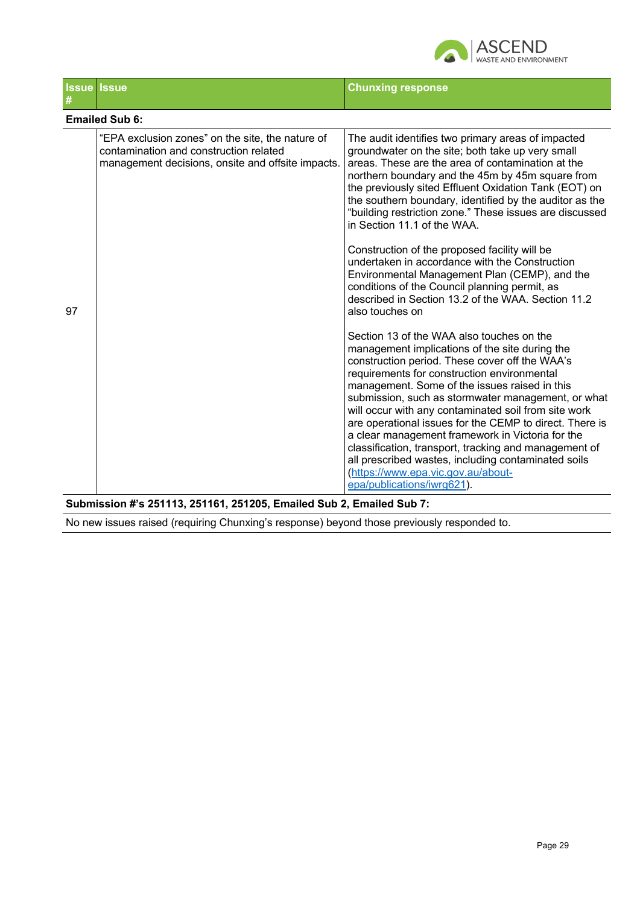| Issue # | Issue | Chunxing response |
|---|---|---|
| **Emailed Sub 6:** | | |
| 97 | "EPA exclusion zones" on the site, the nature of contamination and construction related management decisions, onsite and offsite impacts. | The audit identifies two primary areas of impacted groundwater on the site; both take up very small areas. These are the area of contamination at the northern boundary and the 45m by 45m square from the previously sited Effluent Oxidation Tank (EOT) on the southern boundary, identified by the auditor as the "building restriction zone." These issues are discussed in Section 11.1 of the WAA.<br><br>Construction of the proposed facility will be undertaken in accordance with the Construction Environmental Management Plan (CEMP), and the conditions of the Council planning permit, as described in Section 13.2 of the WAA. Section 11.2 also touches on<br><br>Section 13 of the WAA also touches on the management implications of the site during the construction period. These cover off the WAA's requirements for construction environmental management. Some of the issues raised in this submission, such as stormwater management, or what will occur with any contaminated soil from site work are operational issues for the CEMP to direct. There is a clear management framework in Victoria for the classification, transport, tracking and management of all prescribed wastes, including contaminated soils (https://www.epa.vic.gov.au/about-epa/publications/iwrg621). |
| **Submission #'s 251113, 251161, 251205, Emailed Sub 2, Emailed Sub 7:** | | |
| No new issues raised (requiring Chunxing's response) beyond those previously responded to. | | |